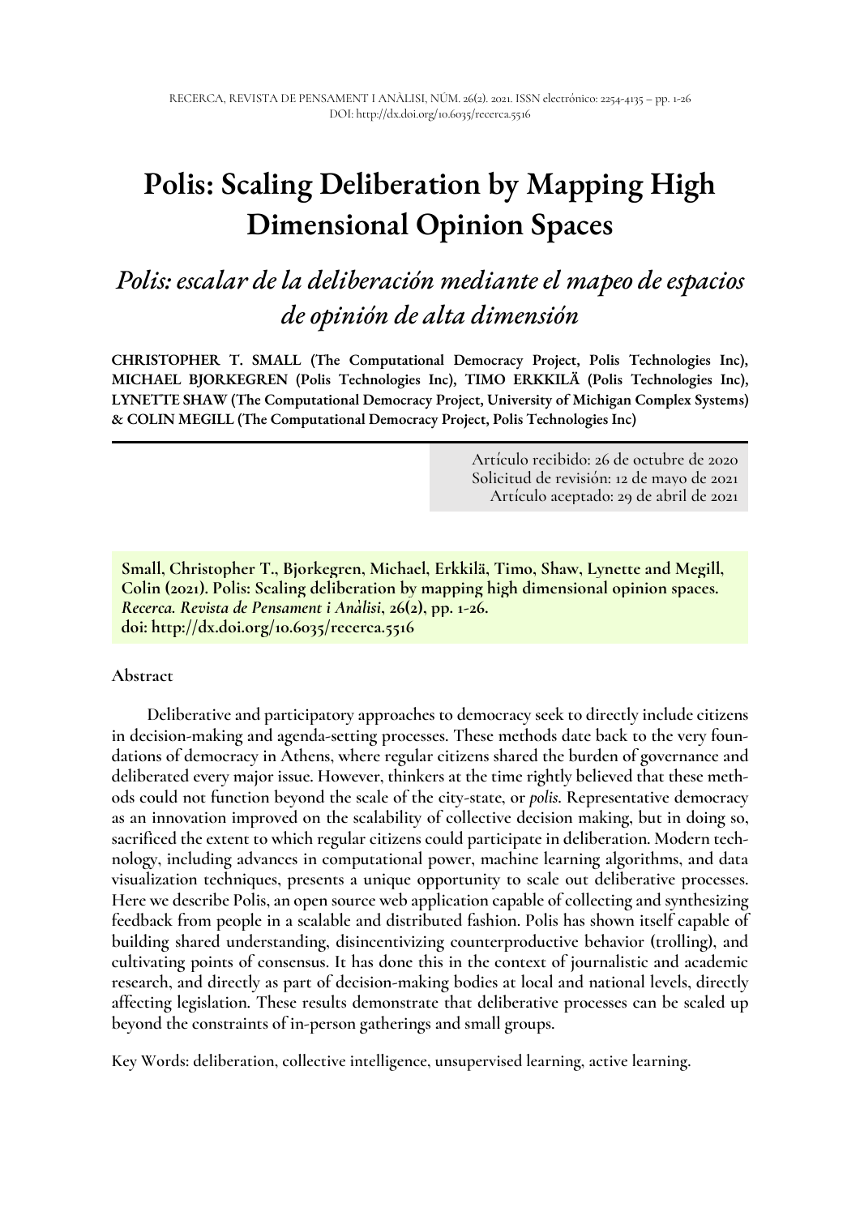# Polis: Scaling Deliberation by Mapping High Dimensional Opinion Spaces

## *Polis: escalar de la deliberación mediante el mapeo de espacios de opinión de alta dimensión*

**CHRISTOPHER T. SMALL (The Computational Democracy Project, Polis Technologies Inc), MICHAEL BJORKEGREN (Polis Technologies Inc), TIMO ERKKILÄ (Polis Technologies Inc), LYNETTE SHAW (The Computational Democracy Project, University of Michigan Complex Systems) & COLIN MEGILL (The Computational Democracy Project, Polis Technologies Inc)**

Artículo recibido: 26 de octubre de 2020
Solicitud de revisión: 12 de mayo de 2021
Artículo aceptado: 29 de abril de 2021

**Small, Christopher T., Bjorkegren, Michael, Erkkilä, Timo, Shaw, Lynette and Megill, Colin (2021). Polis: Scaling deliberation by mapping high dimensional opinion spaces. *Recerca. Revista de Pensament i Anàlisi*, 26(2), pp. 1-26.**
**doi: http://dx.doi.org/10.6035/recerca.5516**

### Abstract

Deliberative and participatory approaches to democracy seek to directly include citizens in decision-making and agenda-setting processes. These methods date back to the very foundations of democracy in Athens, where regular citizens shared the burden of governance and deliberated every major issue. However, thinkers at the time rightly believed that these methods could not function beyond the scale of the city-state, or *polis*. Representative democracy as an innovation improved on the scalability of collective decision making, but in doing so, sacrificed the extent to which regular citizens could participate in deliberation. Modern technology, including advances in computational power, machine learning algorithms, and data visualization techniques, presents a unique opportunity to scale out deliberative processes. Here we describe Polis, an open source web application capable of collecting and synthesizing feedback from people in a scalable and distributed fashion. Polis has shown itself capable of building shared understanding, disincentivizing counterproductive behavior (trolling), and cultivating points of consensus. It has done this in the context of journalistic and academic research, and directly as part of decision-making bodies at local and national levels, directly affecting legislation. These results demonstrate that deliberative processes can be scaled up beyond the constraints of in-person gatherings and small groups.

Key Words: deliberation, collective intelligence, unsupervised learning, active learning.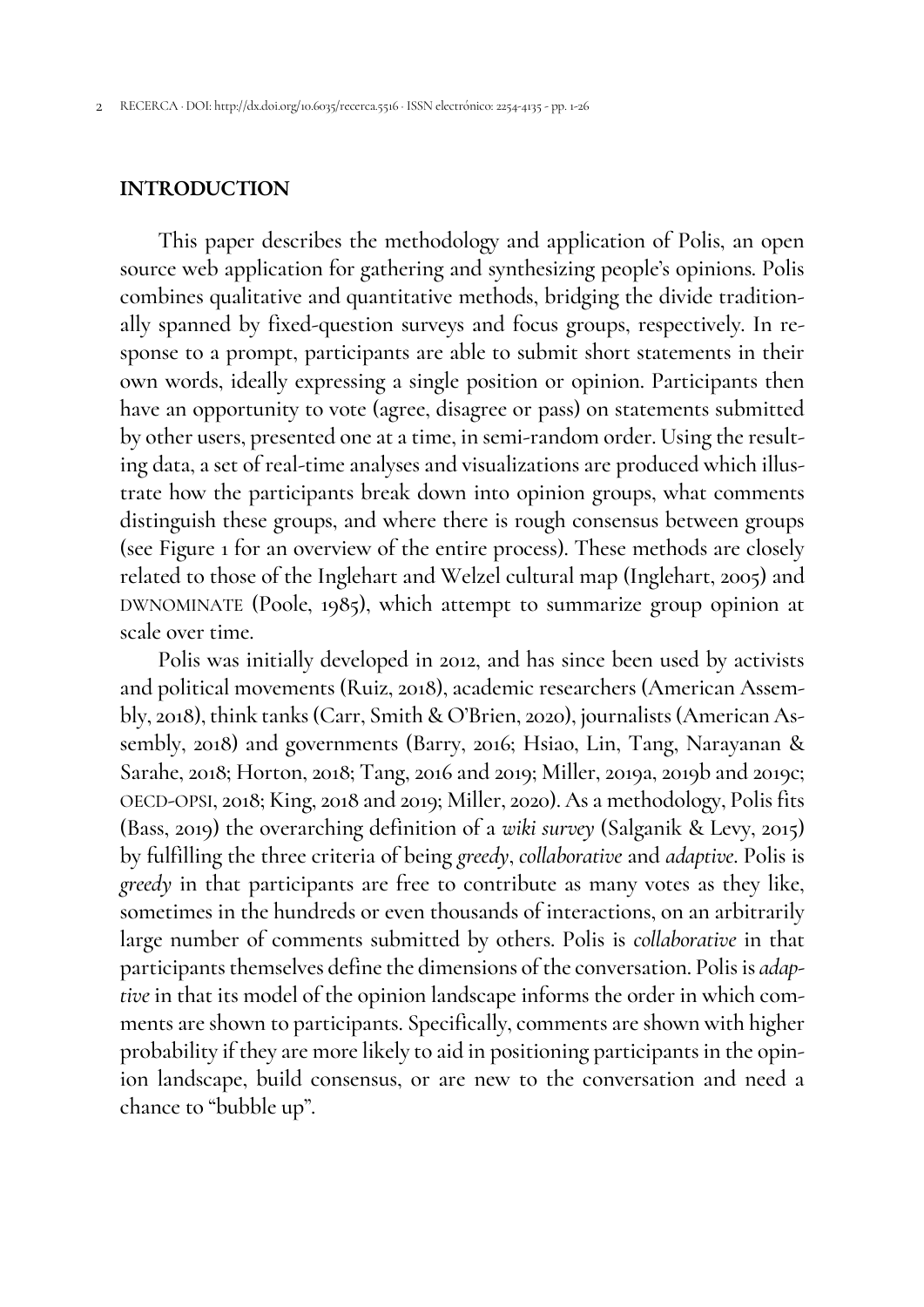## INTRODUCTION

This paper describes the methodology and application of Polis, an open source web application for gathering and synthesizing people's opinions. Polis combines qualitative and quantitative methods, bridging the divide traditionally spanned by fixed-question surveys and focus groups, respectively. In response to a prompt, participants are able to submit short statements in their own words, ideally expressing a single position or opinion. Participants then have an opportunity to vote (agree, disagree or pass) on statements submitted by other users, presented one at a time, in semi-random order. Using the resulting data, a set of real-time analyses and visualizations are produced which illustrate how the participants break down into opinion groups, what comments distinguish these groups, and where there is rough consensus between groups (see Figure 1 for an overview of the entire process). These methods are closely related to those of the Inglehart and Welzel cultural map (Inglehart, 2005) and DWNOMINATE (Poole, 1985), which attempt to summarize group opinion at scale over time.

Polis was initially developed in 2012, and has since been used by activists and political movements (Ruiz, 2018), academic researchers (American Assembly, 2018), think tanks (Carr, Smith & O'Brien, 2020), journalists (American Assembly, 2018) and governments (Barry, 2016; Hsiao, Lin, Tang, Narayanan & Sarahe, 2018; Horton, 2018; Tang, 2016 and 2019; Miller, 2019a, 2019b and 2019c; OECD-OPSI, 2018; King, 2018 and 2019; Miller, 2020). As a methodology, Polis fits (Bass, 2019) the overarching definition of a *wiki survey* (Salganik & Levy, 2015) by fulfilling the three criteria of being *greedy*, *collaborative* and *adaptive*. Polis is *greedy* in that participants are free to contribute as many votes as they like, sometimes in the hundreds or even thousands of interactions, on an arbitrarily large number of comments submitted by others. Polis is *collaborative* in that participants themselves define the dimensions of the conversation. Polis is *adaptive* in that its model of the opinion landscape informs the order in which comments are shown to participants. Specifically, comments are shown with higher probability if they are more likely to aid in positioning participants in the opinion landscape, build consensus, or are new to the conversation and need a chance to "bubble up".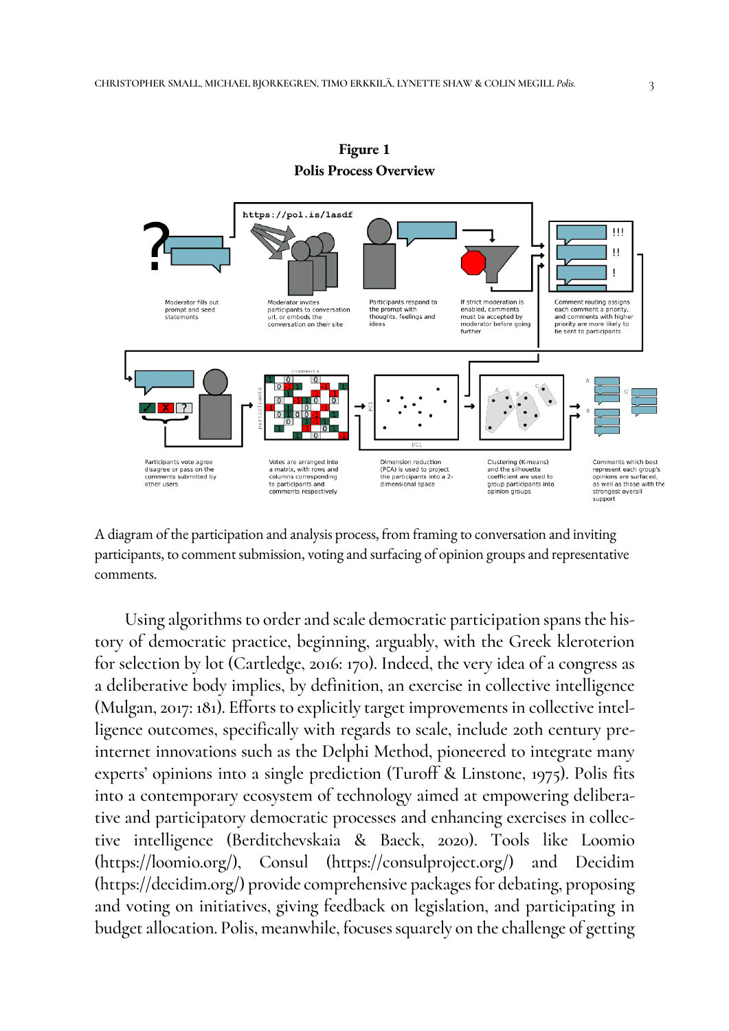**Figure 1**
**Polis Process Overview**

A diagram of the participation and analysis process, from framing to conversation and inviting participants, to comment submission, voting and surfacing of opinion groups and representative comments.

Using algorithms to order and scale democratic participation spans the history of democratic practice, beginning, arguably, with the Greek kleroterion for selection by lot (Cartledge, 2016: 170). Indeed, the very idea of a congress as a deliberative body implies, by definition, an exercise in collective intelligence (Mulgan, 2017: 181). Efforts to explicitly target improvements in collective intelligence outcomes, specifically with regards to scale, include 20th century pre-internet innovations such as the Delphi Method, pioneered to integrate many experts' opinions into a single prediction (Turoff & Linstone, 1975). Polis fits into a contemporary ecosystem of technology aimed at empowering deliberative and participatory democratic processes and enhancing exercises in collective intelligence (Berditchevskaia & Baeck, 2020). Tools like Loomio (https://loomio.org/), Consul (https://consulproject.org/) and Decidim (https://decidim.org/) provide comprehensive packages for debating, proposing and voting on initiatives, giving feedback on legislation, and participating in budget allocation. Polis, meanwhile, focuses squarely on the challenge of getting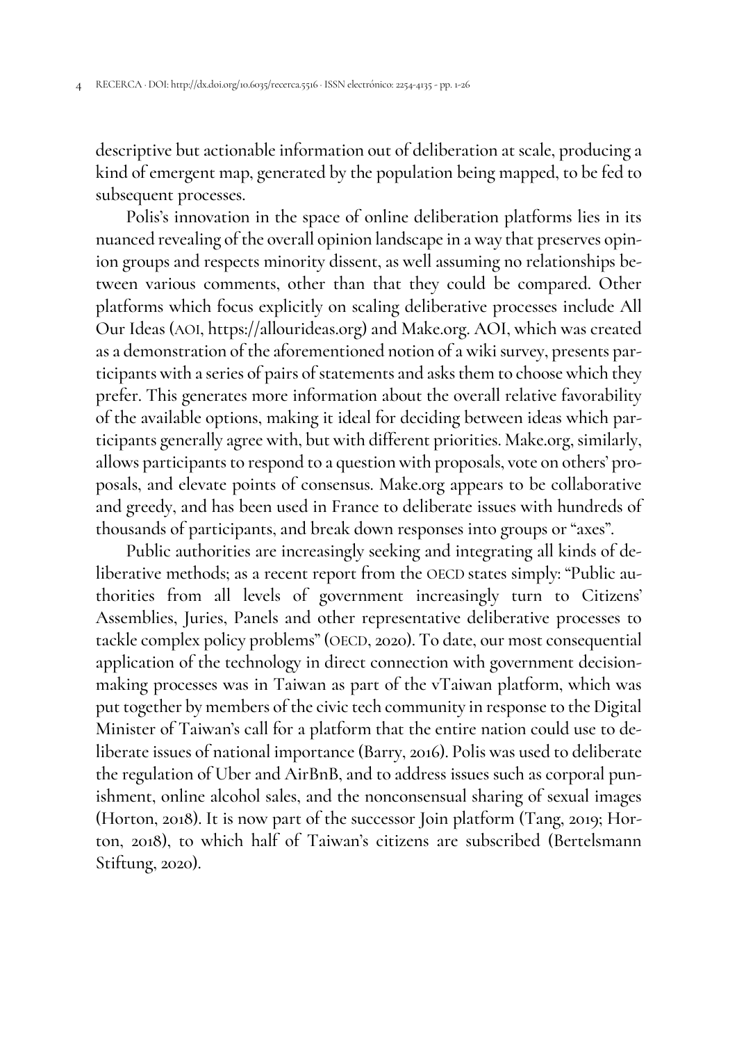descriptive but actionable information out of deliberation at scale, producing a kind of emergent map, generated by the population being mapped, to be fed to subsequent processes.

Polis's innovation in the space of online deliberation platforms lies in its nuanced revealing of the overall opinion landscape in a way that preserves opinion groups and respects minority dissent, as well assuming no relationships between various comments, other than that they could be compared. Other platforms which focus explicitly on scaling deliberative processes include All Our Ideas (AOI, https://allourideas.org) and Make.org. AOI, which was created as a demonstration of the aforementioned notion of a wiki survey, presents participants with a series of pairs of statements and asks them to choose which they prefer. This generates more information about the overall relative favorability of the available options, making it ideal for deciding between ideas which participants generally agree with, but with different priorities. Make.org, similarly, allows participants to respond to a question with proposals, vote on others' proposals, and elevate points of consensus. Make.org appears to be collaborative and greedy, and has been used in France to deliberate issues with hundreds of thousands of participants, and break down responses into groups or "axes".

Public authorities are increasingly seeking and integrating all kinds of deliberative methods; as a recent report from the OECD states simply: "Public authorities from all levels of government increasingly turn to Citizens' Assemblies, Juries, Panels and other representative deliberative processes to tackle complex policy problems" (OECD, 2020). To date, our most consequential application of the technology in direct connection with government decision-making processes was in Taiwan as part of the vTaiwan platform, which was put together by members of the civic tech community in response to the Digital Minister of Taiwan's call for a platform that the entire nation could use to deliberate issues of national importance (Barry, 2016). Polis was used to deliberate the regulation of Uber and AirBnB, and to address issues such as corporal punishment, online alcohol sales, and the nonconsensual sharing of sexual images (Horton, 2018). It is now part of the successor Join platform (Tang, 2019; Horton, 2018), to which half of Taiwan's citizens are subscribed (Bertelsmann Stiftung, 2020).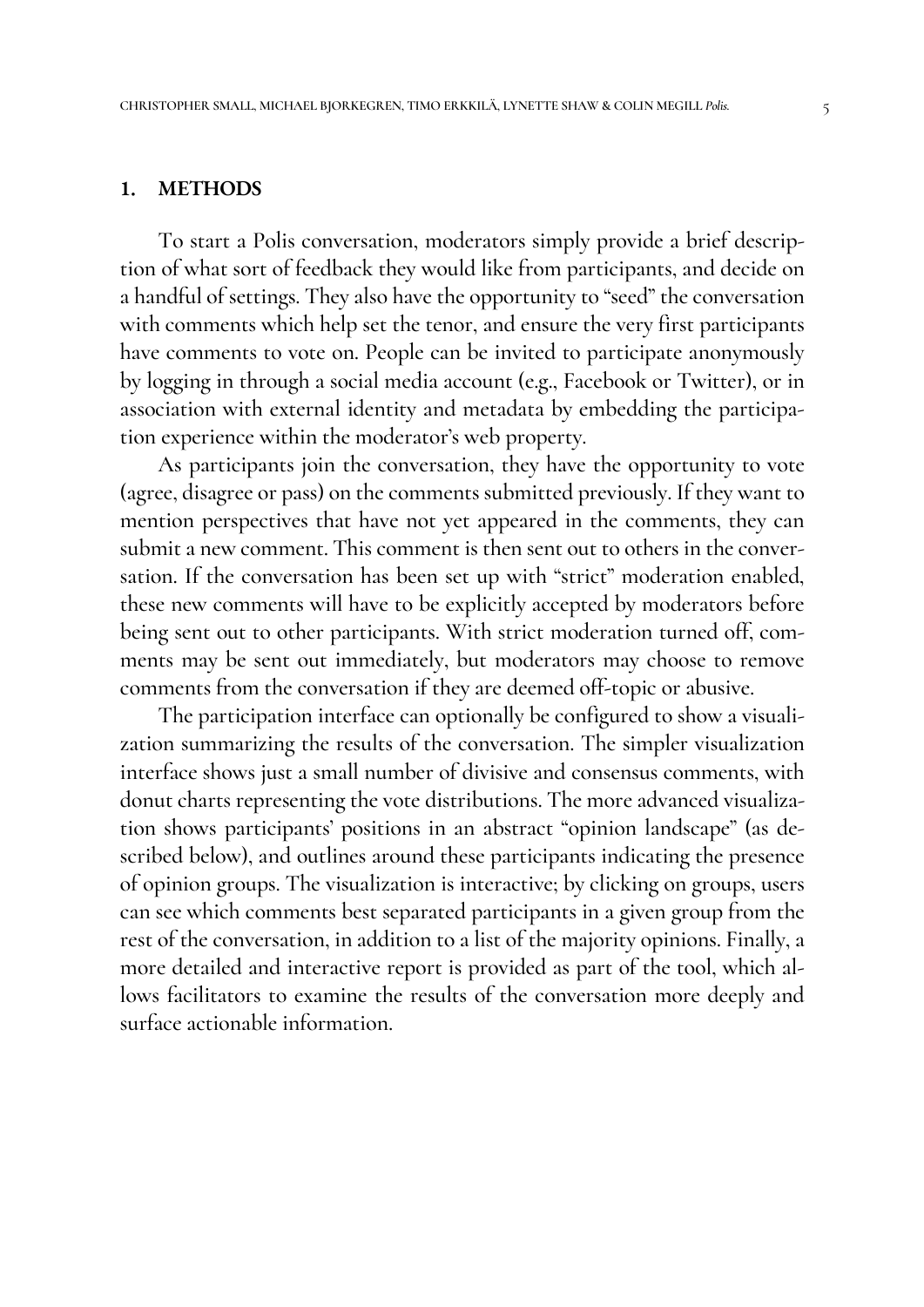## 1. METHODS

To start a Polis conversation, moderators simply provide a brief description of what sort of feedback they would like from participants, and decide on a handful of settings. They also have the opportunity to "seed" the conversation with comments which help set the tenor, and ensure the very first participants have comments to vote on. People can be invited to participate anonymously by logging in through a social media account (e.g., Facebook or Twitter), or in association with external identity and metadata by embedding the participation experience within the moderator's web property.

As participants join the conversation, they have the opportunity to vote (agree, disagree or pass) on the comments submitted previously. If they want to mention perspectives that have not yet appeared in the comments, they can submit a new comment. This comment is then sent out to others in the conversation. If the conversation has been set up with "strict" moderation enabled, these new comments will have to be explicitly accepted by moderators before being sent out to other participants. With strict moderation turned off, comments may be sent out immediately, but moderators may choose to remove comments from the conversation if they are deemed off-topic or abusive.

The participation interface can optionally be configured to show a visualization summarizing the results of the conversation. The simpler visualization interface shows just a small number of divisive and consensus comments, with donut charts representing the vote distributions. The more advanced visualization shows participants' positions in an abstract "opinion landscape" (as described below), and outlines around these participants indicating the presence of opinion groups. The visualization is interactive; by clicking on groups, users can see which comments best separated participants in a given group from the rest of the conversation, in addition to a list of the majority opinions. Finally, a more detailed and interactive report is provided as part of the tool, which allows facilitators to examine the results of the conversation more deeply and surface actionable information.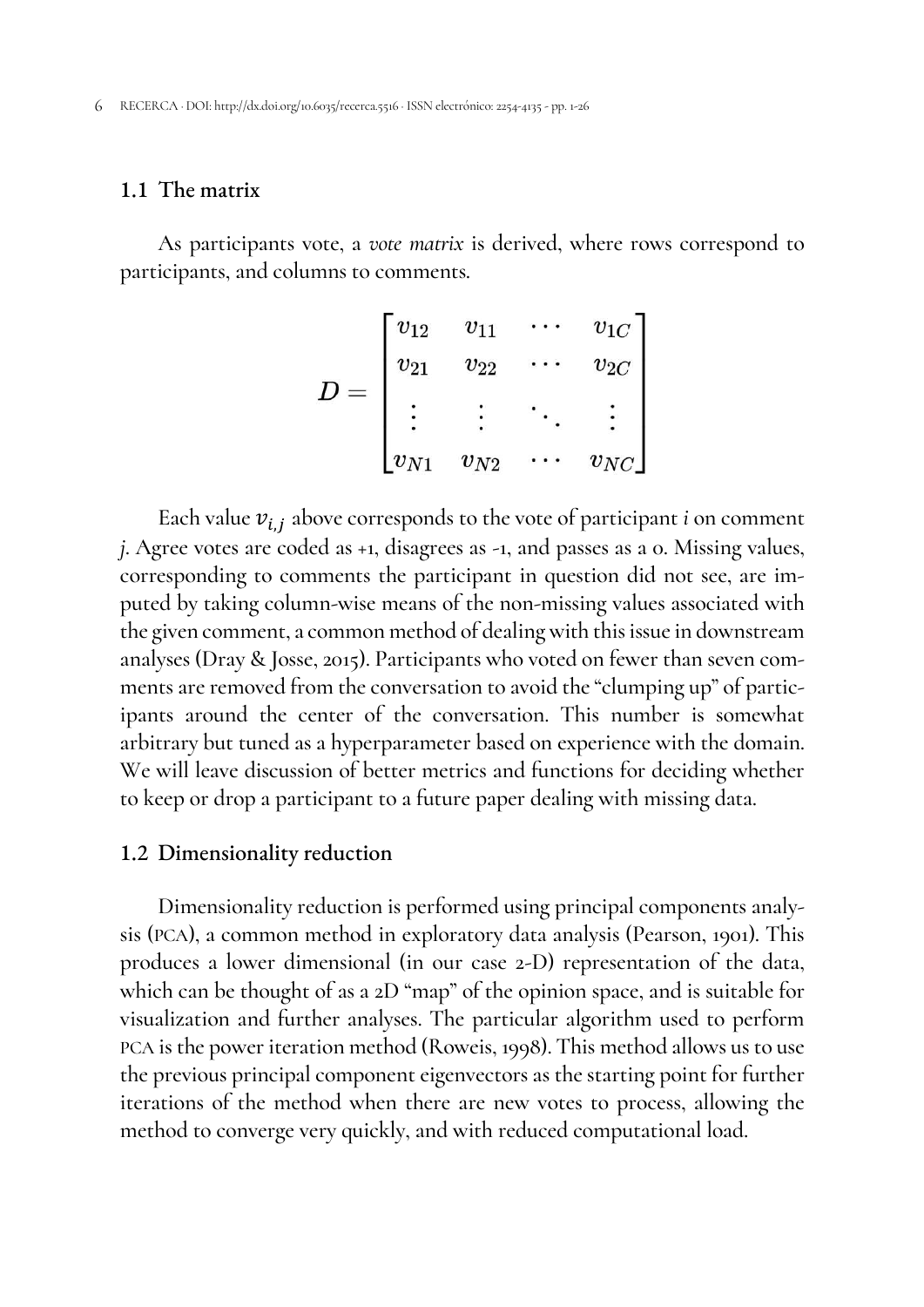## 1.1 The matrix

As participants vote, a *vote matrix* is derived, where rows correspond to participants, and columns to comments.

$$D = \begin{bmatrix} v_{12} & v_{11} & \cdots & v_{1C} \\ v_{21} & v_{22} & \cdots & v_{2C} \\ \vdots & \vdots & \ddots & \vdots \\ v_{N1} & v_{N2} & \cdots & v_{NC} \end{bmatrix}$$

Each value $v_{i,j}$ above corresponds to the vote of participant *i* on comment *j*. Agree votes are coded as +1, disagrees as -1, and passes as a 0. Missing values, corresponding to comments the participant in question did not see, are imputed by taking column-wise means of the non-missing values associated with the given comment, a common method of dealing with this issue in downstream analyses (Dray & Josse, 2015). Participants who voted on fewer than seven comments are removed from the conversation to avoid the "clumping up" of participants around the center of the conversation. This number is somewhat arbitrary but tuned as a hyperparameter based on experience with the domain. We will leave discussion of better metrics and functions for deciding whether to keep or drop a participant to a future paper dealing with missing data.

## 1.2 Dimensionality reduction

Dimensionality reduction is performed using principal components analysis (PCA), a common method in exploratory data analysis (Pearson, 1901). This produces a lower dimensional (in our case 2-D) representation of the data, which can be thought of as a 2D "map" of the opinion space, and is suitable for visualization and further analyses. The particular algorithm used to perform PCA is the power iteration method (Roweis, 1998). This method allows us to use the previous principal component eigenvectors as the starting point for further iterations of the method when there are new votes to process, allowing the method to converge very quickly, and with reduced computational load.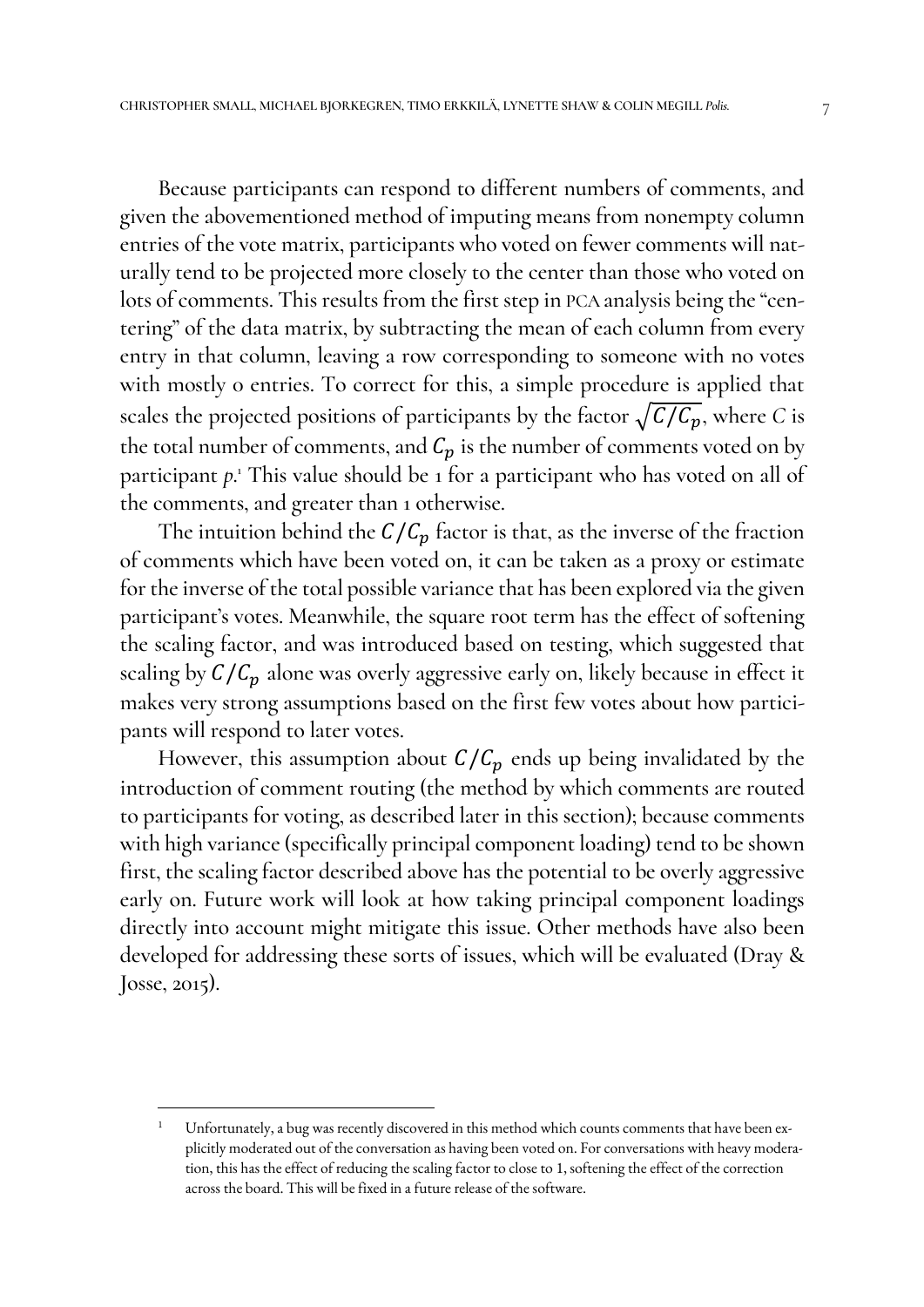Because participants can respond to different numbers of comments, and given the abovementioned method of imputing means from nonempty column entries of the vote matrix, participants who voted on fewer comments will naturally tend to be projected more closely to the center than those who voted on lots of comments. This results from the first step in PCA analysis being the "centering" of the data matrix, by subtracting the mean of each column from every entry in that column, leaving a row corresponding to someone with no votes with mostly 0 entries. To correct for this, a simple procedure is applied that scales the projected positions of participants by the factor $\sqrt{C/C_p}$, where $C$ is the total number of comments, and $C_p$ is the number of comments voted on by participant $p$.[1] This value should be 1 for a participant who has voted on all of the comments, and greater than 1 otherwise.

The intuition behind the $C/C_p$ factor is that, as the inverse of the fraction of comments which have been voted on, it can be taken as a proxy or estimate for the inverse of the total possible variance that has been explored via the given participant's votes. Meanwhile, the square root term has the effect of softening the scaling factor, and was introduced based on testing, which suggested that scaling by $C/C_p$ alone was overly aggressive early on, likely because in effect it makes very strong assumptions based on the first few votes about how participants will respond to later votes.

However, this assumption about $C/C_p$ ends up being invalidated by the introduction of comment routing (the method by which comments are routed to participants for voting, as described later in this section); because comments with high variance (specifically principal component loading) tend to be shown first, the scaling factor described above has the potential to be overly aggressive early on. Future work will look at how taking principal component loadings directly into account might mitigate this issue. Other methods have also been developed for addressing these sorts of issues, which will be evaluated (Dray & Josse, 2015).

[1] Unfortunately, a bug was recently discovered in this method which counts comments that have been explicitly moderated out of the conversation as having been voted on. For conversations with heavy moderation, this has the effect of reducing the scaling factor to close to 1, softening the effect of the correction across the board. This will be fixed in a future release of the software.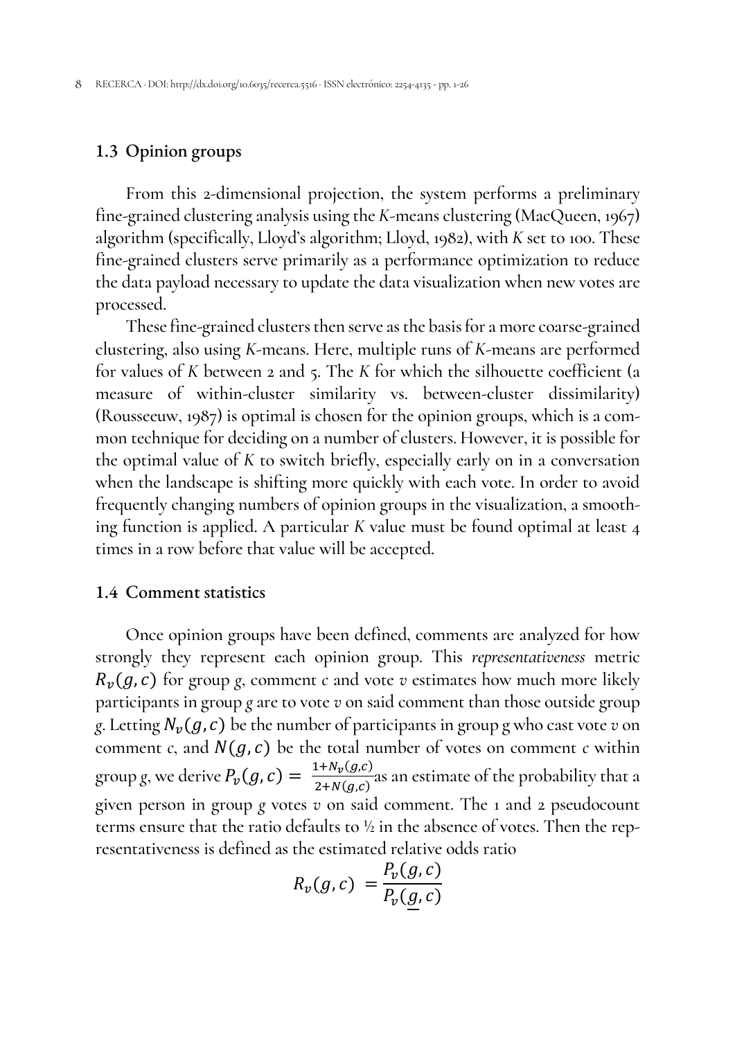## 1.3 Opinion groups

From this 2-dimensional projection, the system performs a preliminary fine-grained clustering analysis using the *K*-means clustering (MacQueen, 1967) algorithm (specifically, Lloyd's algorithm; Lloyd, 1982), with *K* set to 100. These fine-grained clusters serve primarily as a performance optimization to reduce the data payload necessary to update the data visualization when new votes are processed.

These fine-grained clusters then serve as the basis for a more coarse-grained clustering, also using *K*-means. Here, multiple runs of *K*-means are performed for values of *K* between 2 and 5. The *K* for which the silhouette coefficient (a measure of within-cluster similarity vs. between-cluster dissimilarity) (Rousseeuw, 1987) is optimal is chosen for the opinion groups, which is a common technique for deciding on a number of clusters. However, it is possible for the optimal value of *K* to switch briefly, especially early on in a conversation when the landscape is shifting more quickly with each vote. In order to avoid frequently changing numbers of opinion groups in the visualization, a smoothing function is applied. A particular *K* value must be found optimal at least 4 times in a row before that value will be accepted.

## 1.4 Comment statistics

Once opinion groups have been defined, comments are analyzed for how strongly they represent each opinion group. This *representativeness* metric $R_v(g, c)$ for group *g*, comment *c* and vote *v* estimates how much more likely participants in group *g* are to vote *v* on said comment than those outside group *g*. Letting $N_v(g, c)$ be the number of participants in group g who cast vote *v* on comment *c*, and $N(g, c)$ be the total number of votes on comment *c* within group *g*, we derive $P_v(g, c) = \frac{1+N_v(g,c)}{2+N(g,c)}$ as an estimate of the probability that a given person in group *g* votes *v* on said comment. The 1 and 2 pseudocount terms ensure that the ratio defaults to ½ in the absence of votes. Then the representativeness is defined as the estimated relative odds ratio

$$R_v(g, c) = \frac{P_v(g, c)}{P_v(\underline{g}, c)}$$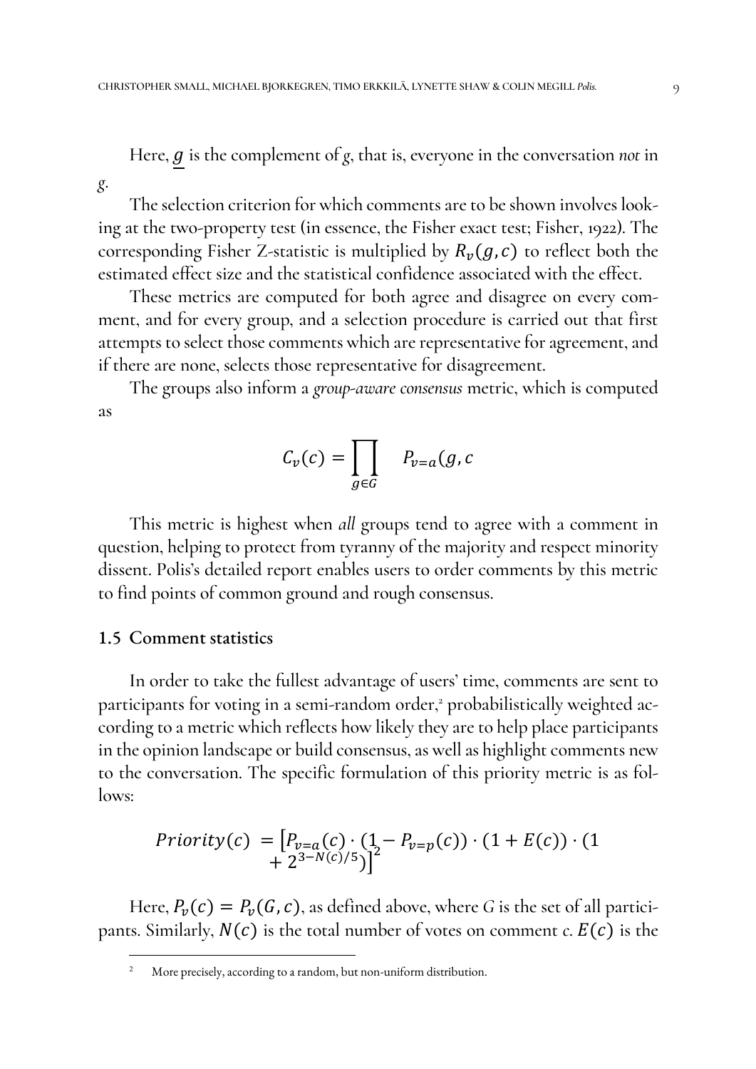Here, $\underline{g}$ is the complement of $g$, that is, everyone in the conversation *not* in $g$.

The selection criterion for which comments are to be shown involves looking at the two-property test (in essence, the Fisher exact test; Fisher, 1922). The corresponding Fisher Z-statistic is multiplied by $R_v(g, c)$ to reflect both the estimated effect size and the statistical confidence associated with the effect.

These metrics are computed for both agree and disagree on every comment, and for every group, and a selection procedure is carried out that first attempts to select those comments which are representative for agreement, and if there are none, selects those representative for disagreement.

The groups also inform a *group-aware consensus* metric, which is computed as

$$C_v(c) = \prod_{g \in G} \quad P_{v=a}(g, c$$

This metric is highest when *all* groups tend to agree with a comment in question, helping to protect from tyranny of the majority and respect minority dissent. Polis's detailed report enables users to order comments by this metric to find points of common ground and rough consensus.

### 1.5 Comment statistics

In order to take the fullest advantage of users' time, comments are sent to participants for voting in a semi-random order,[2] probabilistically weighted according to a metric which reflects how likely they are to help place participants in the opinion landscape or build consensus, as well as highlight comments new to the conversation. The specific formulation of this priority metric is as follows:

$$Priority(c) = \left[P_{v=a}(c) \cdot (1 - P_{v=p}(c)) \cdot (1 + E(c)) \cdot (1 + 2^{3-N(c)/5})\right]^2$$

Here, $P_v(c) = P_v(G, c)$, as defined above, where $G$ is the set of all participants. Similarly, $N(c)$ is the total number of votes on comment $c$. $E(c)$ is the

[2] More precisely, according to a random, but non-uniform distribution.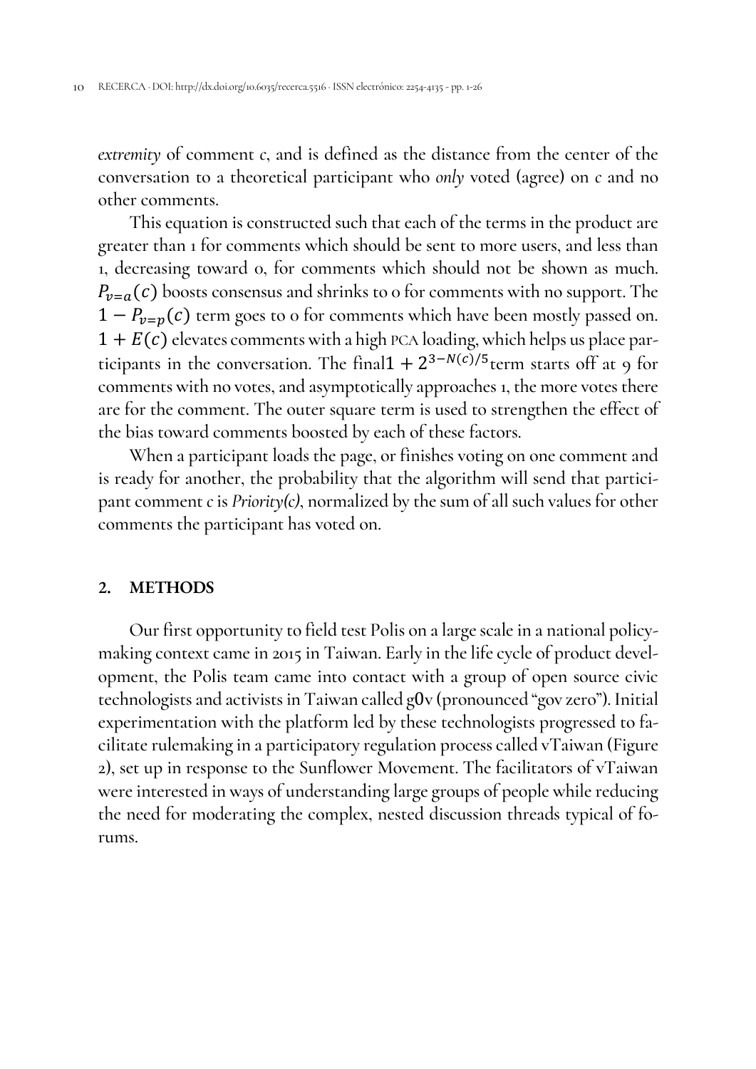*extremity* of comment *c*, and is defined as the distance from the center of the conversation to a theoretical participant who *only* voted (agree) on *c* and no other comments.

This equation is constructed such that each of the terms in the product are greater than 1 for comments which should be sent to more users, and less than 1, decreasing toward 0, for comments which should not be shown as much. $P_{v=a}(c)$ boosts consensus and shrinks to 0 for comments with no support. The $1 - P_{v=p}(c)$ term goes to 0 for comments which have been mostly passed on. $1 + E(c)$ elevates comments with a high PCA loading, which helps us place participants in the conversation. The final $1 + 2^{3-N(c)/5}$ term starts off at 9 for comments with no votes, and asymptotically approaches 1, the more votes there are for the comment. The outer square term is used to strengthen the effect of the bias toward comments boosted by each of these factors.

When a participant loads the page, or finishes voting on one comment and is ready for another, the probability that the algorithm will send that participant comment *c* is *Priority(c)*, normalized by the sum of all such values for other comments the participant has voted on.

## 2. METHODS

Our first opportunity to field test Polis on a large scale in a national policy-making context came in 2015 in Taiwan. Early in the life cycle of product development, the Polis team came into contact with a group of open source civic technologists and activists in Taiwan called g0v (pronounced "gov zero"). Initial experimentation with the platform led by these technologists progressed to facilitate rulemaking in a participatory regulation process called vTaiwan (Figure 2), set up in response to the Sunflower Movement. The facilitators of vTaiwan were interested in ways of understanding large groups of people while reducing the need for moderating the complex, nested discussion threads typical of forums.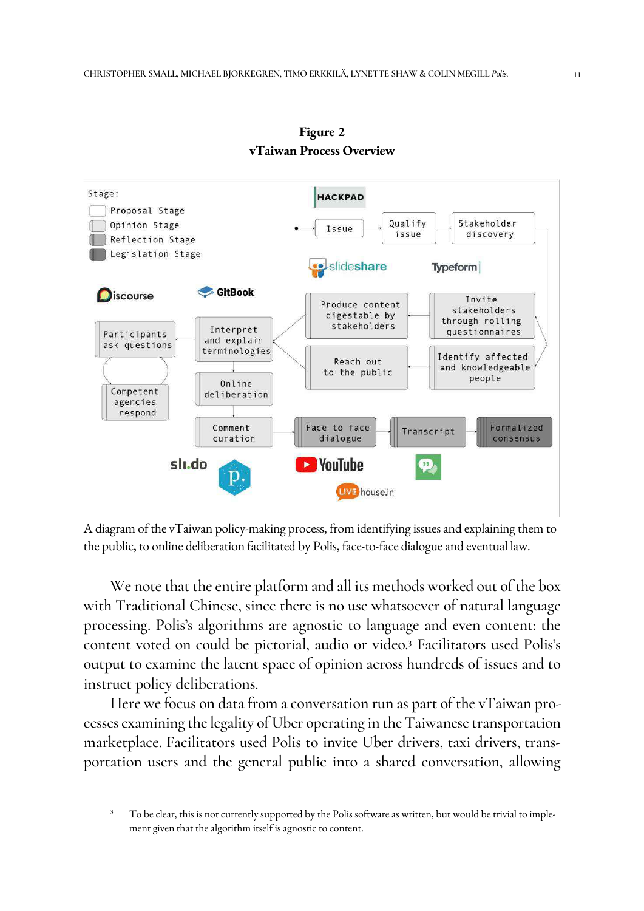**Figure 2**
**vTaiwan Process Overview**

A diagram of the vTaiwan policy-making process, from identifying issues and explaining them to the public, to online deliberation facilitated by Polis, face-to-face dialogue and eventual law.

We note that the entire platform and all its methods worked out of the box with Traditional Chinese, since there is no use whatsoever of natural language processing. Polis's algorithms are agnostic to language and even content: the content voted on could be pictorial, audio or video.[3] Facilitators used Polis's output to examine the latent space of opinion across hundreds of issues and to instruct policy deliberations.

Here we focus on data from a conversation run as part of the vTaiwan processes examining the legality of Uber operating in the Taiwanese transportation marketplace. Facilitators used Polis to invite Uber drivers, taxi drivers, transportation users and the general public into a shared conversation, allowing

[3] To be clear, this is not currently supported by the Polis software as written, but would be trivial to implement given that the algorithm itself is agnostic to content.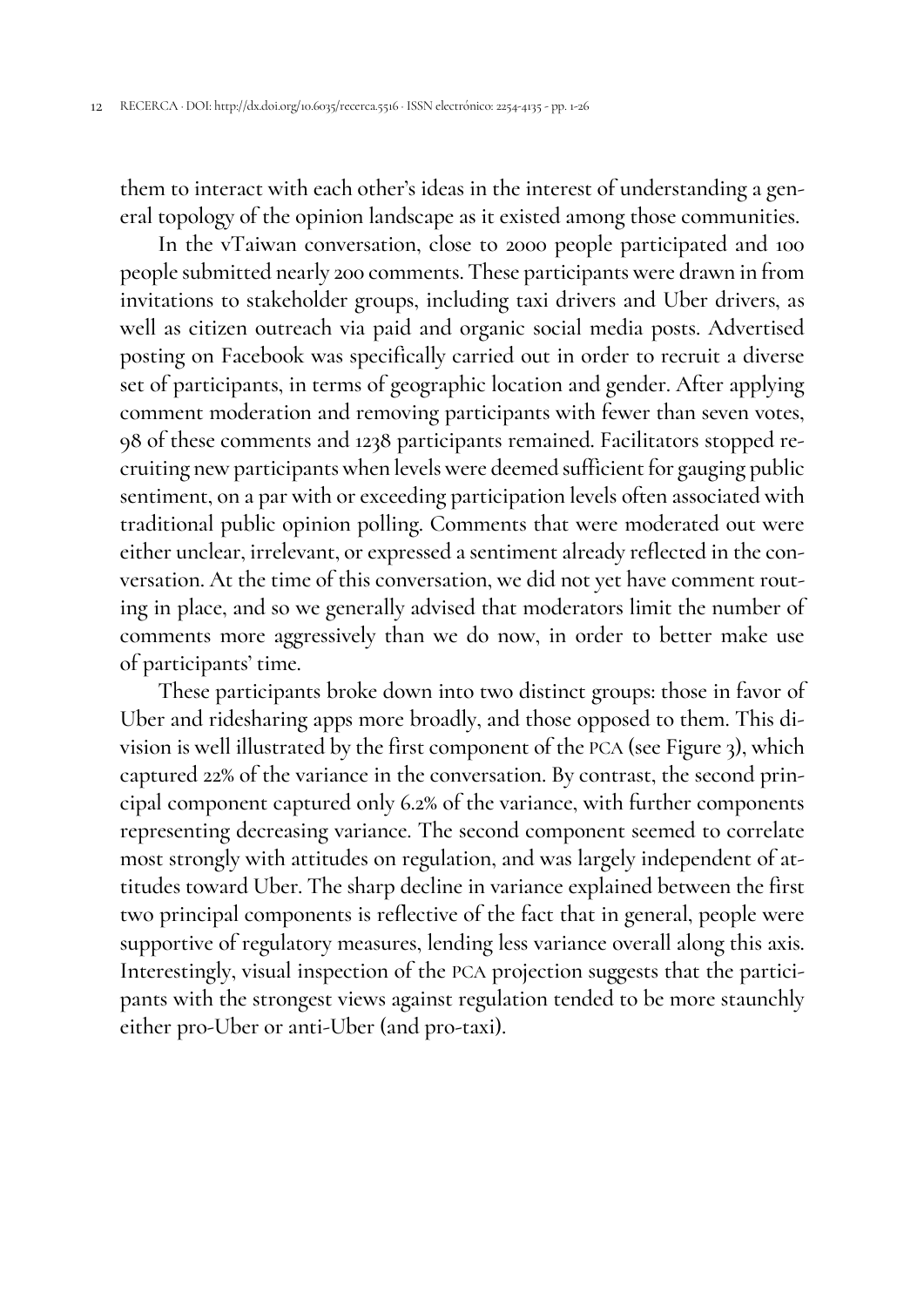them to interact with each other's ideas in the interest of understanding a general topology of the opinion landscape as it existed among those communities.

In the vTaiwan conversation, close to 2000 people participated and 100 people submitted nearly 200 comments. These participants were drawn in from invitations to stakeholder groups, including taxi drivers and Uber drivers, as well as citizen outreach via paid and organic social media posts. Advertised posting on Facebook was specifically carried out in order to recruit a diverse set of participants, in terms of geographic location and gender. After applying comment moderation and removing participants with fewer than seven votes, 98 of these comments and 1238 participants remained. Facilitators stopped recruiting new participants when levels were deemed sufficient for gauging public sentiment, on a par with or exceeding participation levels often associated with traditional public opinion polling. Comments that were moderated out were either unclear, irrelevant, or expressed a sentiment already reflected in the conversation. At the time of this conversation, we did not yet have comment routing in place, and so we generally advised that moderators limit the number of comments more aggressively than we do now, in order to better make use of participants' time.

These participants broke down into two distinct groups: those in favor of Uber and ridesharing apps more broadly, and those opposed to them. This division is well illustrated by the first component of the PCA (see Figure 3), which captured 22% of the variance in the conversation. By contrast, the second principal component captured only 6.2% of the variance, with further components representing decreasing variance. The second component seemed to correlate most strongly with attitudes on regulation, and was largely independent of attitudes toward Uber. The sharp decline in variance explained between the first two principal components is reflective of the fact that in general, people were supportive of regulatory measures, lending less variance overall along this axis. Interestingly, visual inspection of the PCA projection suggests that the participants with the strongest views against regulation tended to be more staunchly either pro-Uber or anti-Uber (and pro-taxi).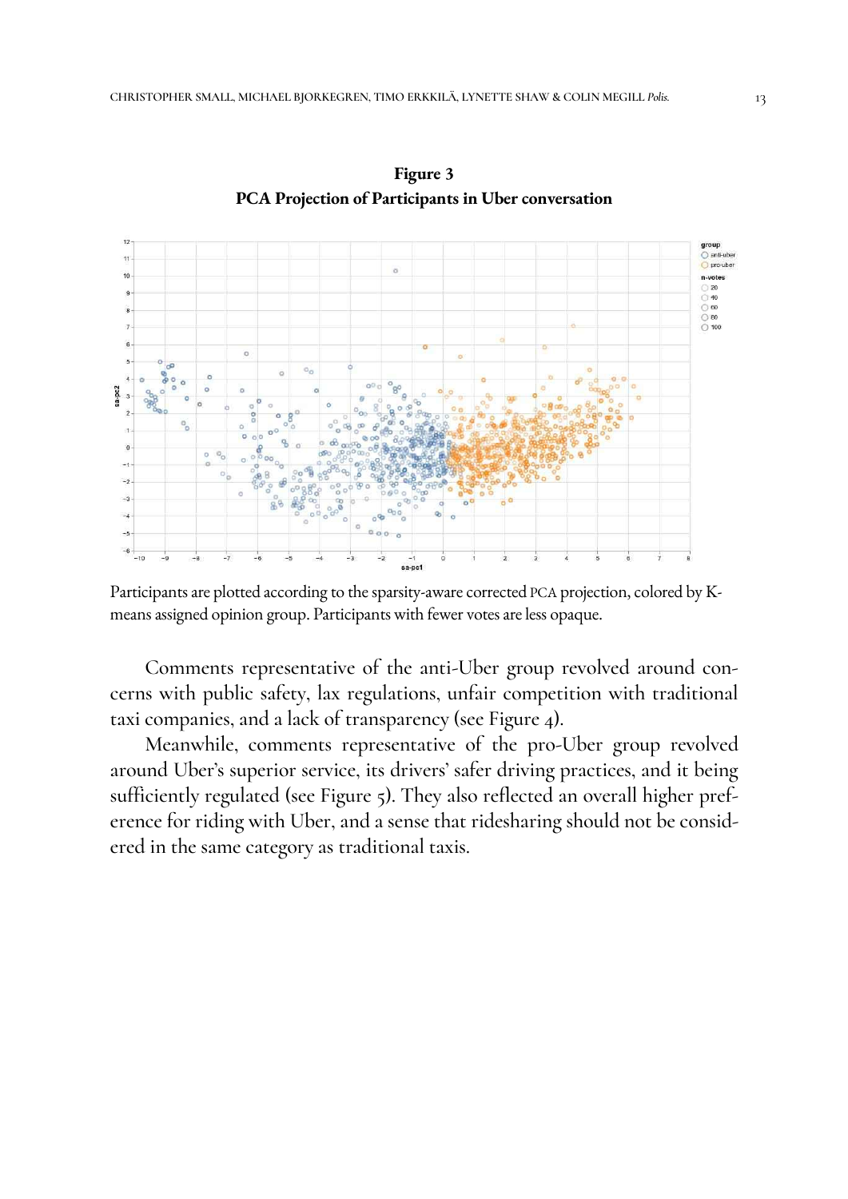**Figure 3**
**PCA Projection of Participants in Uber conversation**

Participants are plotted according to the sparsity-aware corrected PCA projection, colored by K-means assigned opinion group. Participants with fewer votes are less opaque.

Comments representative of the anti-Uber group revolved around concerns with public safety, lax regulations, unfair competition with traditional taxi companies, and a lack of transparency (see Figure 4).

Meanwhile, comments representative of the pro-Uber group revolved around Uber's superior service, its drivers' safer driving practices, and it being sufficiently regulated (see Figure 5). They also reflected an overall higher preference for riding with Uber, and a sense that ridesharing should not be considered in the same category as traditional taxis.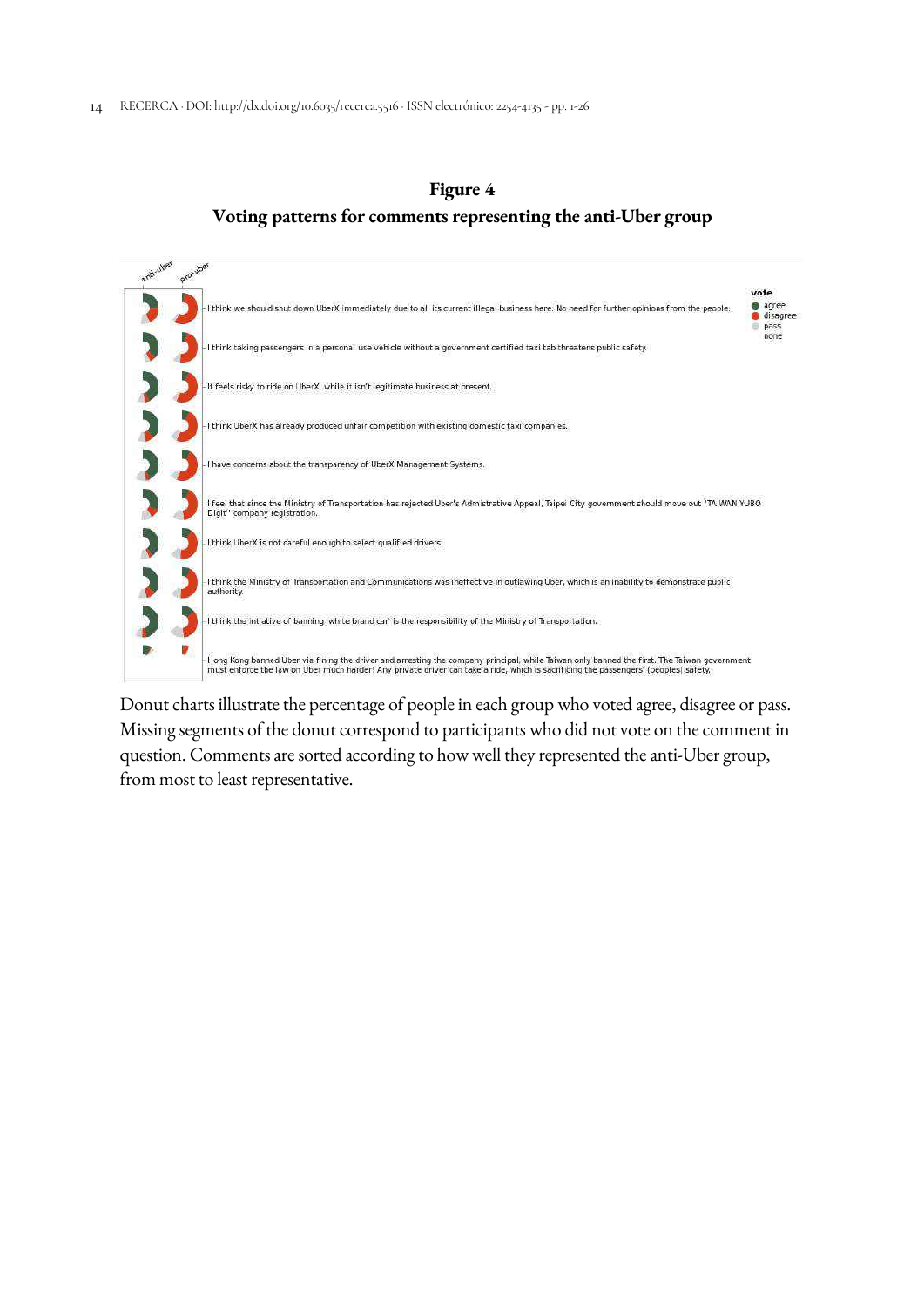**Figure 4**
**Voting patterns for comments representing the anti-Uber group**

anti-uber | pro-uber

vote: agree, disagree, pass, none

- I think we should shut down UberX immediately due to all its current illegal business here. No need for further opinions from the people.
- I think taking passengers in a personal-use vehicle without a government certified taxi tab threatens public safety.
- It feels risky to ride on UberX, while it isn't legitimate business at present.
- I think UberX has already produced unfair competition with existing domestic taxi companies.
- I have concerns about the transparency of UberX Management Systems.
- I feel that since the Ministry of Transportation has rejected Uber's Admistrative Appeal, Taipei City government should move out "TAIWAN YUBO Digit" company registration.
- I think UberX is not careful enough to select qualified drivers.
- I think the Ministry of Transportation and Communications was ineffective in outlawing Uber, which is an inability to demonstrate public authority.
- I think the intiative of banning 'white brand car' is the responsibility of the Ministry of Transportation.
- Hong Kong banned Uber via fining the driver and arresting the company principal, while Taiwan only banned the first. The Taiwan government must enforce the law on Uber much harder! Any private driver can take a ride, which is sacrificing the passengers' (peoples) safety.

Donut charts illustrate the percentage of people in each group who voted agree, disagree or pass. Missing segments of the donut correspond to participants who did not vote on the comment in question. Comments are sorted according to how well they represented the anti-Uber group, from most to least representative.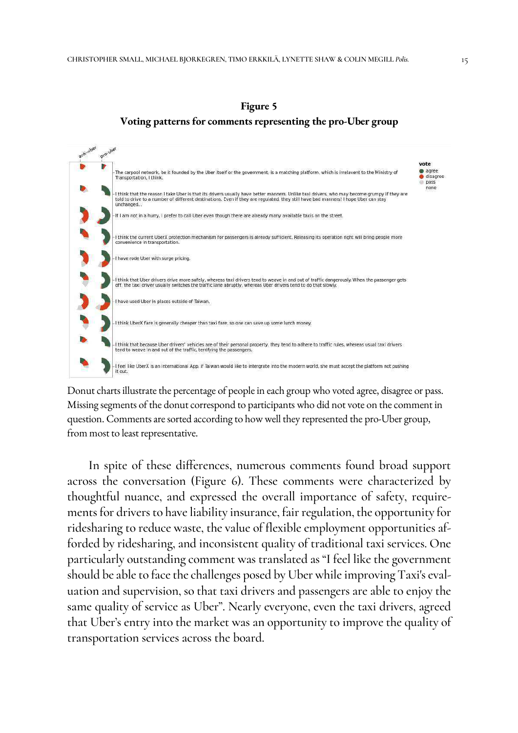**Figure 5**

**Voting patterns for comments representing the pro-Uber group**

anti-uber pro-uber

vote
- agree
- disagree
- pass
- none

- The carpool network, be it founded by the Uber itself or the government, is a matching platform, which is irrelevant to the Ministry of Transportation, I think.
- I think that the reason I take Uber is that its drivers usually have better manners. Unlike taxi drivers, who may become grumpy if they are told to drive to a number of different destinations. Even if they are regulated, they still have bad manners! I hope Uber can stay unchanged...
- If I am not in a hurry, I prefer to call Uber even though there are already many available taxis on the street.
- I think the current UberX protection mechanism for passengers is already sufficient. Releasing its operation right will bring people more convenience in transportation.
- I have rode Uber with surge pricing.
- I think that Uber drivers drive more safely, whereas taxi drivers tend to weave in and out of traffic dangerously. When the passenger gets off, the taxi driver usually switches the traffic lane abruptly, whereas Uber drivers tend to do that slowly.
- I have used Uber in places outside of Taiwan.
- I think UberX fare is generally cheaper than taxi fare, so one can save up some lunch money.
- I think that because Uber drivers' vehicles are of their personal property, they tend to adhere to traffic rules, whereas usual taxi drivers tend to weave in and out of the traffic, terrifying the passengers.
- I feel like UberX is an international App. If Taiwan would like to intergrate into the modern world, she must accept the platform not pushing it out.

Donut charts illustrate the percentage of people in each group who voted agree, disagree or pass. Missing segments of the donut correspond to participants who did not vote on the comment in question. Comments are sorted according to how well they represented the pro-Uber group, from most to least representative.

In spite of these differences, numerous comments found broad support across the conversation (Figure 6). These comments were characterized by thoughtful nuance, and expressed the overall importance of safety, requirements for drivers to have liability insurance, fair regulation, the opportunity for ridesharing to reduce waste, the value of flexible employment opportunities afforded by ridesharing, and inconsistent quality of traditional taxi services. One particularly outstanding comment was translated as "I feel like the government should be able to face the challenges posed by Uber while improving Taxi's evaluation and supervision, so that taxi drivers and passengers are able to enjoy the same quality of service as Uber". Nearly everyone, even the taxi drivers, agreed that Uber's entry into the market was an opportunity to improve the quality of transportation services across the board.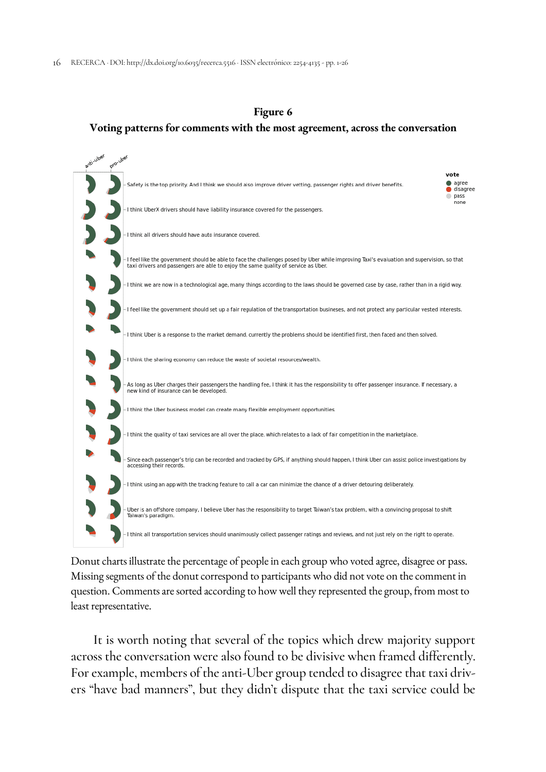**Figure 6**

**Voting patterns for comments with the most agreement, across the conversation**

| anti-uber | pro-uber | Comment |
|---|---|---|
| | | Safety is the top priority. And I think we should also improve driver vetting, passenger rights and driver benefits. |
| | | I think UberX drivers should have liability insurance covered for the passengers. |
| | | I think all drivers should have auto insurance covered. |
| | | I feel like the government should be able to face the challenges posed by Uber while improving Taxi's evaluation and supervision, so that taxi drivers and passengers are able to enjoy the same quality of service as Uber. |
| | | I think we are now in a technological age, many things according to the laws should be governed case by case, rather than in a rigid way. |
| | | I feel like the government should set up a fair regulation of the transportation busineses, and not protect any particular vested interests. |
| | | I think Uber is a response to the market demand, currently the problems should be identified first, then faced and then solved. |
| | | I think the sharing economy can reduce the waste of societal resources/wealth. |
| | | As long as Uber charges their passengers the handling fee, I think it has the responsibility to offer passenger insurance. If necessary, a new kind of insurance can be developed. |
| | | I think the Uber business model can create many flexible employment opportunities. |
| | | I think the quality of taxi services are all over the place, which relates to a lack of fair competition in the marketplace. |
| | | Since each passenger's trip can be recorded and tracked by GPS, if anything should happen, I think Uber can assist police investigations by accessing their records. |
| | | I think using an app with the tracking feature to call a car can minimize the chance of a driver detouring deliberately. |
| | | Uber is an offshore company, I believe Uber has the responsibility to target Taiwan's tax problem, with a convincing proposal to shift Taiwan's paradigm. |
| | | I think all transportation services should unanimously collect passenger ratings and reviews, and not just rely on the right to operate. |

vote: agree, disagree, pass, none

Donut charts illustrate the percentage of people in each group who voted agree, disagree or pass. Missing segments of the donut correspond to participants who did not vote on the comment in question. Comments are sorted according to how well they represented the group, from most to least representative.

It is worth noting that several of the topics which drew majority support across the conversation were also found to be divisive when framed differently. For example, members of the anti-Uber group tended to disagree that taxi drivers "have bad manners", but they didn't dispute that the taxi service could be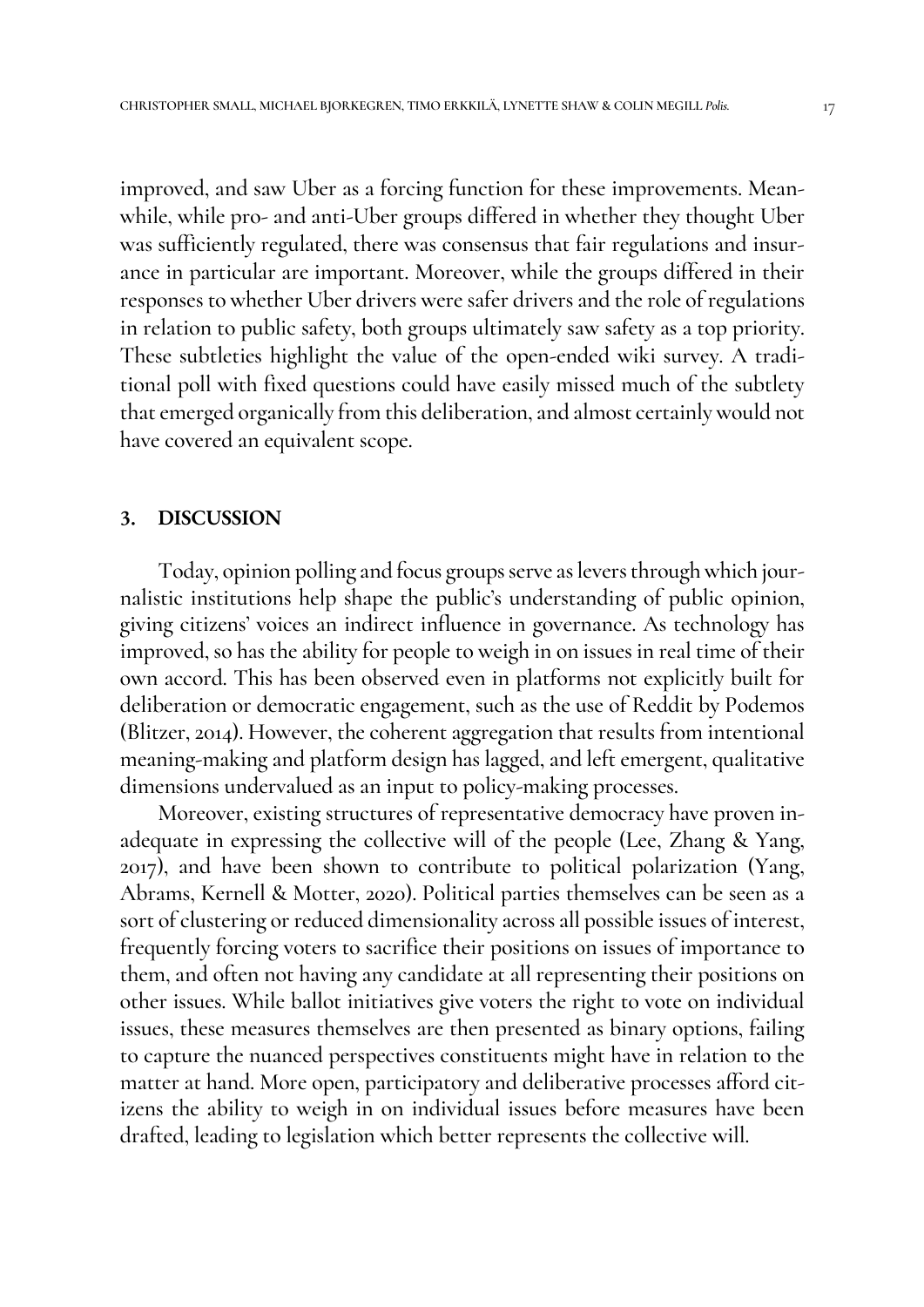improved, and saw Uber as a forcing function for these improvements. Meanwhile, while pro- and anti-Uber groups differed in whether they thought Uber was sufficiently regulated, there was consensus that fair regulations and insurance in particular are important. Moreover, while the groups differed in their responses to whether Uber drivers were safer drivers and the role of regulations in relation to public safety, both groups ultimately saw safety as a top priority. These subtleties highlight the value of the open-ended wiki survey. A traditional poll with fixed questions could have easily missed much of the subtlety that emerged organically from this deliberation, and almost certainly would not have covered an equivalent scope.

## 3. DISCUSSION

Today, opinion polling and focus groups serve as levers through which journalistic institutions help shape the public's understanding of public opinion, giving citizens' voices an indirect influence in governance. As technology has improved, so has the ability for people to weigh in on issues in real time of their own accord. This has been observed even in platforms not explicitly built for deliberation or democratic engagement, such as the use of Reddit by Podemos (Blitzer, 2014). However, the coherent aggregation that results from intentional meaning-making and platform design has lagged, and left emergent, qualitative dimensions undervalued as an input to policy-making processes.

Moreover, existing structures of representative democracy have proven inadequate in expressing the collective will of the people (Lee, Zhang & Yang, 2017), and have been shown to contribute to political polarization (Yang, Abrams, Kernell & Motter, 2020). Political parties themselves can be seen as a sort of clustering or reduced dimensionality across all possible issues of interest, frequently forcing voters to sacrifice their positions on issues of importance to them, and often not having any candidate at all representing their positions on other issues. While ballot initiatives give voters the right to vote on individual issues, these measures themselves are then presented as binary options, failing to capture the nuanced perspectives constituents might have in relation to the matter at hand. More open, participatory and deliberative processes afford citizens the ability to weigh in on individual issues before measures have been drafted, leading to legislation which better represents the collective will.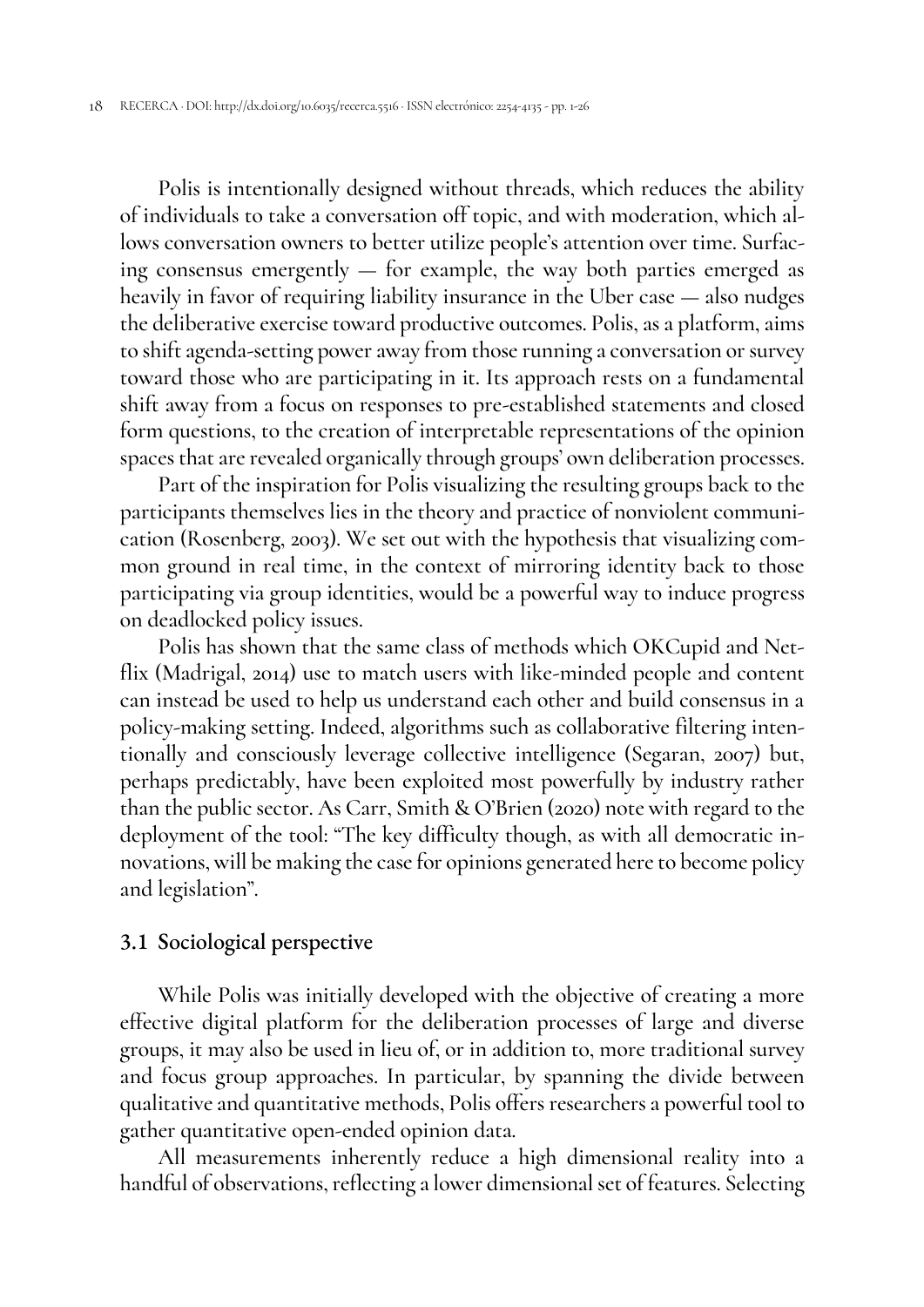Polis is intentionally designed without threads, which reduces the ability of individuals to take a conversation off topic, and with moderation, which allows conversation owners to better utilize people's attention over time. Surfacing consensus emergently — for example, the way both parties emerged as heavily in favor of requiring liability insurance in the Uber case — also nudges the deliberative exercise toward productive outcomes. Polis, as a platform, aims to shift agenda-setting power away from those running a conversation or survey toward those who are participating in it. Its approach rests on a fundamental shift away from a focus on responses to pre-established statements and closed form questions, to the creation of interpretable representations of the opinion spaces that are revealed organically through groups' own deliberation processes.

Part of the inspiration for Polis visualizing the resulting groups back to the participants themselves lies in the theory and practice of nonviolent communication (Rosenberg, 2003). We set out with the hypothesis that visualizing common ground in real time, in the context of mirroring identity back to those participating via group identities, would be a powerful way to induce progress on deadlocked policy issues.

Polis has shown that the same class of methods which OKCupid and Netflix (Madrigal, 2014) use to match users with like-minded people and content can instead be used to help us understand each other and build consensus in a policy-making setting. Indeed, algorithms such as collaborative filtering intentionally and consciously leverage collective intelligence (Segaran, 2007) but, perhaps predictably, have been exploited most powerfully by industry rather than the public sector. As Carr, Smith & O'Brien (2020) note with regard to the deployment of the tool: "The key difficulty though, as with all democratic innovations, will be making the case for opinions generated here to become policy and legislation".

### 3.1 Sociological perspective

While Polis was initially developed with the objective of creating a more effective digital platform for the deliberation processes of large and diverse groups, it may also be used in lieu of, or in addition to, more traditional survey and focus group approaches. In particular, by spanning the divide between qualitative and quantitative methods, Polis offers researchers a powerful tool to gather quantitative open-ended opinion data.

All measurements inherently reduce a high dimensional reality into a handful of observations, reflecting a lower dimensional set of features. Selecting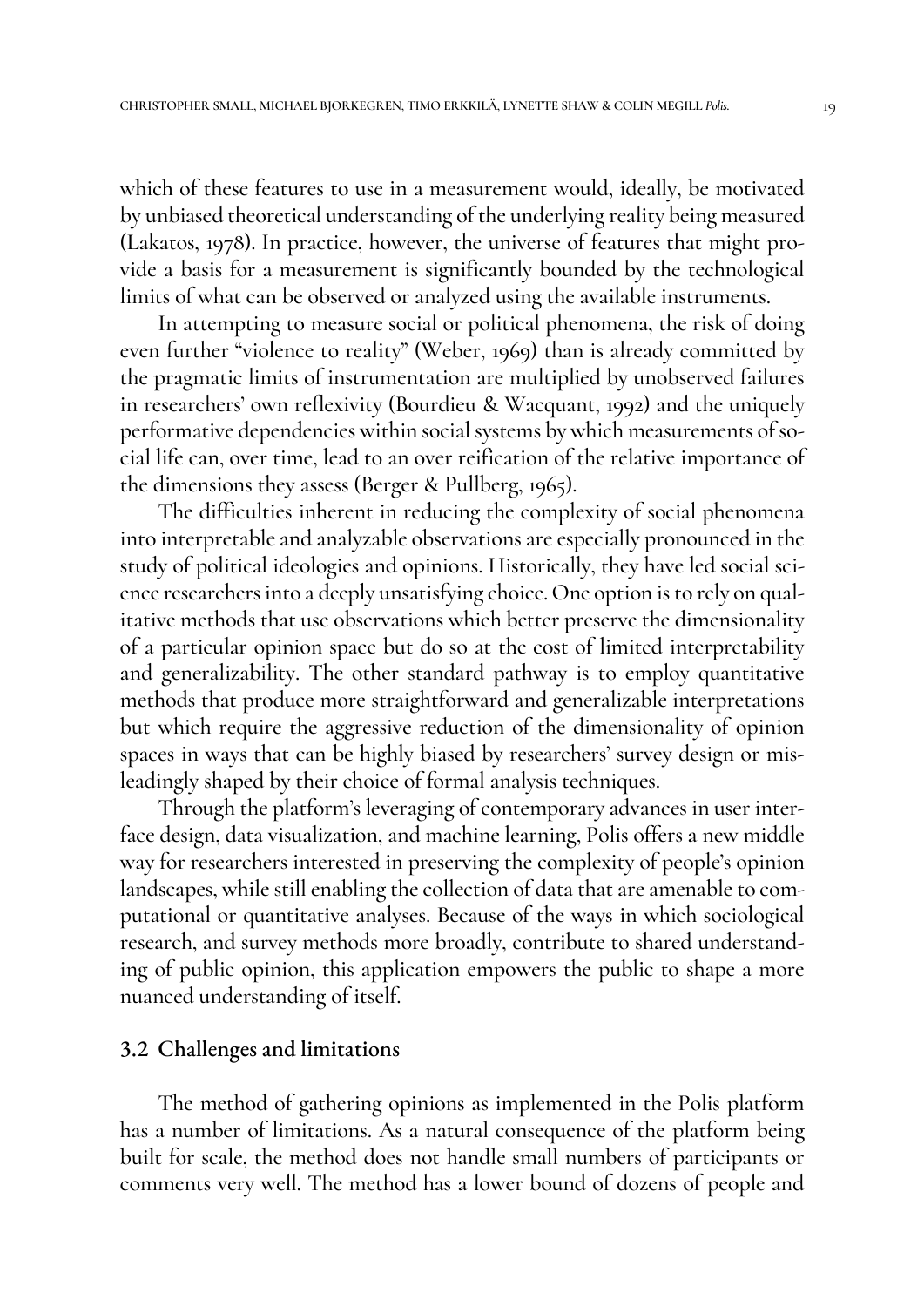which of these features to use in a measurement would, ideally, be motivated by unbiased theoretical understanding of the underlying reality being measured (Lakatos, 1978). In practice, however, the universe of features that might provide a basis for a measurement is significantly bounded by the technological limits of what can be observed or analyzed using the available instruments.

In attempting to measure social or political phenomena, the risk of doing even further "violence to reality" (Weber, 1969) than is already committed by the pragmatic limits of instrumentation are multiplied by unobserved failures in researchers' own reflexivity (Bourdieu & Wacquant, 1992) and the uniquely performative dependencies within social systems by which measurements of social life can, over time, lead to an over reification of the relative importance of the dimensions they assess (Berger & Pullberg, 1965).

The difficulties inherent in reducing the complexity of social phenomena into interpretable and analyzable observations are especially pronounced in the study of political ideologies and opinions. Historically, they have led social science researchers into a deeply unsatisfying choice. One option is to rely on qualitative methods that use observations which better preserve the dimensionality of a particular opinion space but do so at the cost of limited interpretability and generalizability. The other standard pathway is to employ quantitative methods that produce more straightforward and generalizable interpretations but which require the aggressive reduction of the dimensionality of opinion spaces in ways that can be highly biased by researchers' survey design or misleadingly shaped by their choice of formal analysis techniques.

Through the platform's leveraging of contemporary advances in user interface design, data visualization, and machine learning, Polis offers a new middle way for researchers interested in preserving the complexity of people's opinion landscapes, while still enabling the collection of data that are amenable to computational or quantitative analyses. Because of the ways in which sociological research, and survey methods more broadly, contribute to shared understanding of public opinion, this application empowers the public to shape a more nuanced understanding of itself.

### 3.2 Challenges and limitations

The method of gathering opinions as implemented in the Polis platform has a number of limitations. As a natural consequence of the platform being built for scale, the method does not handle small numbers of participants or comments very well. The method has a lower bound of dozens of people and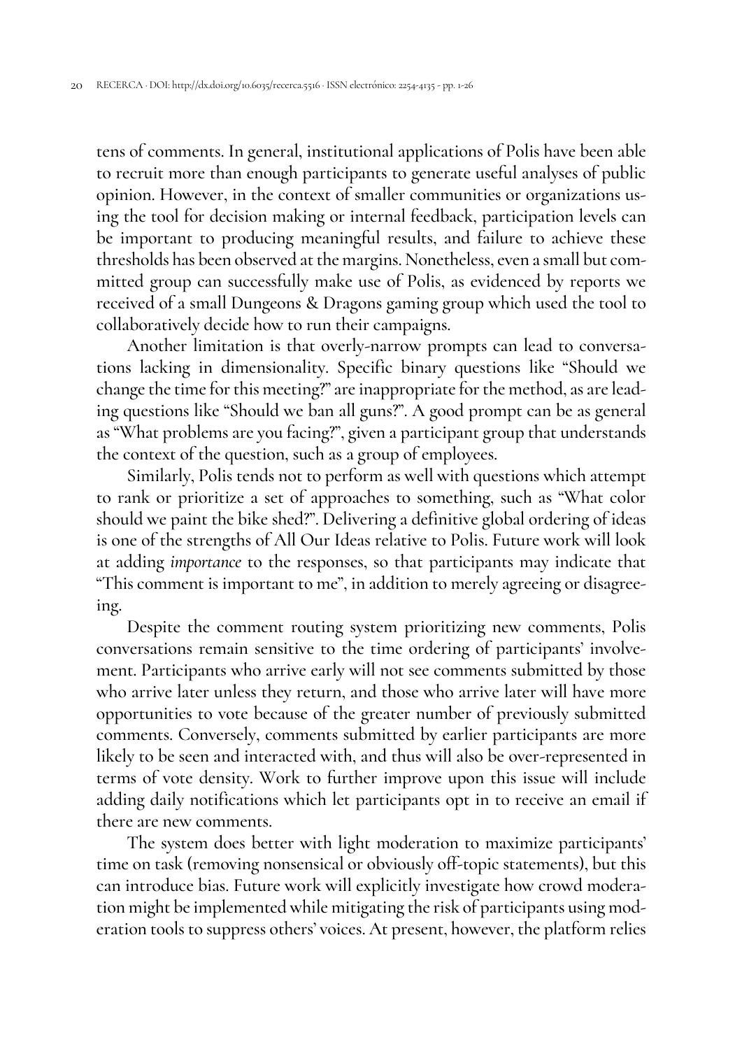tens of comments. In general, institutional applications of Polis have been able to recruit more than enough participants to generate useful analyses of public opinion. However, in the context of smaller communities or organizations using the tool for decision making or internal feedback, participation levels can be important to producing meaningful results, and failure to achieve these thresholds has been observed at the margins. Nonetheless, even a small but committed group can successfully make use of Polis, as evidenced by reports we received of a small Dungeons & Dragons gaming group which used the tool to collaboratively decide how to run their campaigns.

Another limitation is that overly-narrow prompts can lead to conversations lacking in dimensionality. Specific binary questions like "Should we change the time for this meeting?" are inappropriate for the method, as are leading questions like "Should we ban all guns?". A good prompt can be as general as "What problems are you facing?", given a participant group that understands the context of the question, such as a group of employees.

Similarly, Polis tends not to perform as well with questions which attempt to rank or prioritize a set of approaches to something, such as "What color should we paint the bike shed?". Delivering a definitive global ordering of ideas is one of the strengths of All Our Ideas relative to Polis. Future work will look at adding *importance* to the responses, so that participants may indicate that "This comment is important to me", in addition to merely agreeing or disagreeing.

Despite the comment routing system prioritizing new comments, Polis conversations remain sensitive to the time ordering of participants' involvement. Participants who arrive early will not see comments submitted by those who arrive later unless they return, and those who arrive later will have more opportunities to vote because of the greater number of previously submitted comments. Conversely, comments submitted by earlier participants are more likely to be seen and interacted with, and thus will also be over-represented in terms of vote density. Work to further improve upon this issue will include adding daily notifications which let participants opt in to receive an email if there are new comments.

The system does better with light moderation to maximize participants' time on task (removing nonsensical or obviously off-topic statements), but this can introduce bias. Future work will explicitly investigate how crowd moderation might be implemented while mitigating the risk of participants using moderation tools to suppress others' voices. At present, however, the platform relies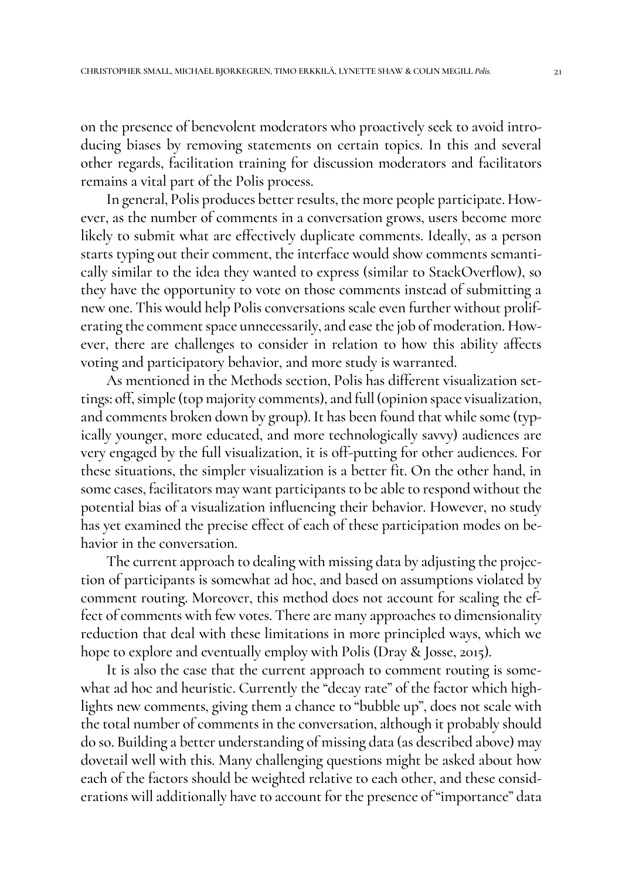on the presence of benevolent moderators who proactively seek to avoid introducing biases by removing statements on certain topics. In this and several other regards, facilitation training for discussion moderators and facilitators remains a vital part of the Polis process.

In general, Polis produces better results, the more people participate. However, as the number of comments in a conversation grows, users become more likely to submit what are effectively duplicate comments. Ideally, as a person starts typing out their comment, the interface would show comments semantically similar to the idea they wanted to express (similar to StackOverflow), so they have the opportunity to vote on those comments instead of submitting a new one. This would help Polis conversations scale even further without proliferating the comment space unnecessarily, and ease the job of moderation. However, there are challenges to consider in relation to how this ability affects voting and participatory behavior, and more study is warranted.

As mentioned in the Methods section, Polis has different visualization settings: off, simple (top majority comments), and full (opinion space visualization, and comments broken down by group). It has been found that while some (typically younger, more educated, and more technologically savvy) audiences are very engaged by the full visualization, it is off-putting for other audiences. For these situations, the simpler visualization is a better fit. On the other hand, in some cases, facilitators may want participants to be able to respond without the potential bias of a visualization influencing their behavior. However, no study has yet examined the precise effect of each of these participation modes on behavior in the conversation.

The current approach to dealing with missing data by adjusting the projection of participants is somewhat ad hoc, and based on assumptions violated by comment routing. Moreover, this method does not account for scaling the effect of comments with few votes. There are many approaches to dimensionality reduction that deal with these limitations in more principled ways, which we hope to explore and eventually employ with Polis (Dray & Josse, 2015).

It is also the case that the current approach to comment routing is somewhat ad hoc and heuristic. Currently the "decay rate" of the factor which highlights new comments, giving them a chance to "bubble up", does not scale with the total number of comments in the conversation, although it probably should do so. Building a better understanding of missing data (as described above) may dovetail well with this. Many challenging questions might be asked about how each of the factors should be weighted relative to each other, and these considerations will additionally have to account for the presence of "importance" data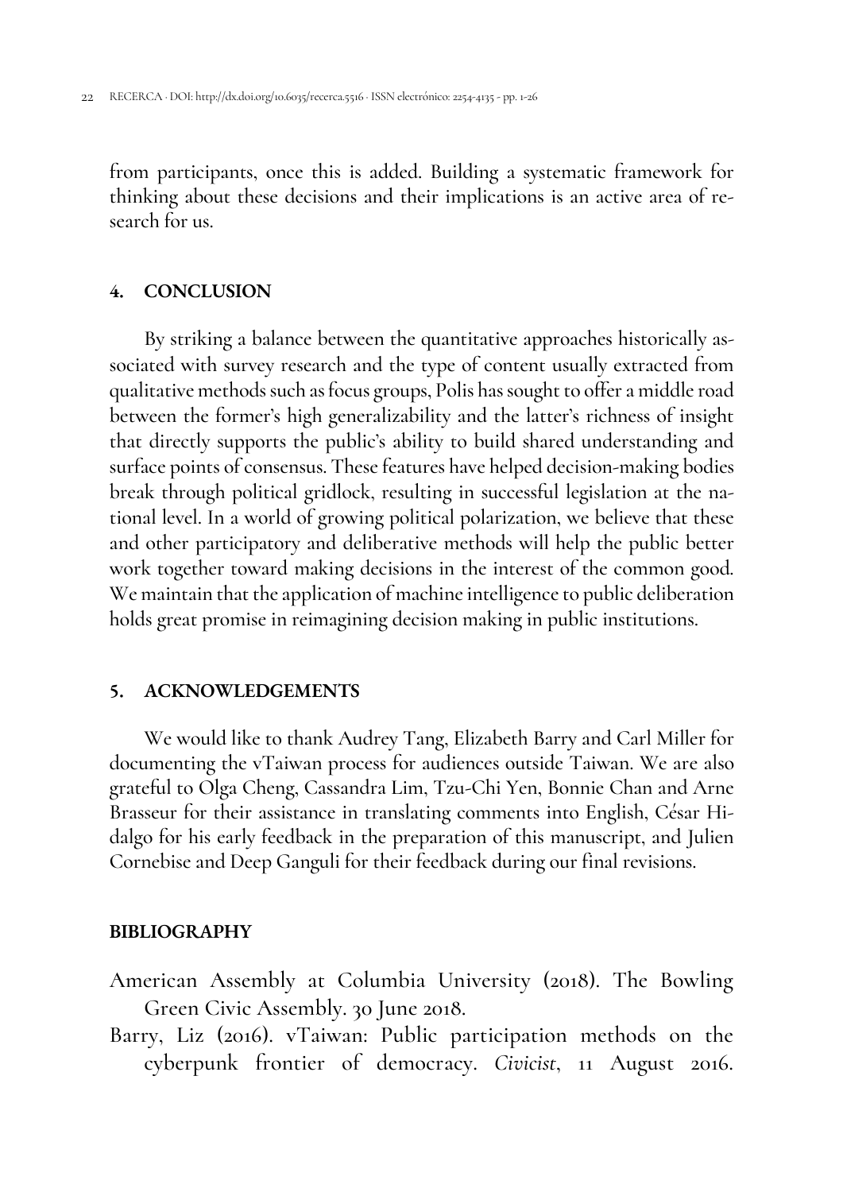from participants, once this is added. Building a systematic framework for thinking about these decisions and their implications is an active area of research for us.

## 4. CONCLUSION

By striking a balance between the quantitative approaches historically associated with survey research and the type of content usually extracted from qualitative methods such as focus groups, Polis has sought to offer a middle road between the former's high generalizability and the latter's richness of insight that directly supports the public's ability to build shared understanding and surface points of consensus. These features have helped decision-making bodies break through political gridlock, resulting in successful legislation at the national level. In a world of growing political polarization, we believe that these and other participatory and deliberative methods will help the public better work together toward making decisions in the interest of the common good. We maintain that the application of machine intelligence to public deliberation holds great promise in reimagining decision making in public institutions.

## 5. ACKNOWLEDGEMENTS

We would like to thank Audrey Tang, Elizabeth Barry and Carl Miller for documenting the vTaiwan process for audiences outside Taiwan. We are also grateful to Olga Cheng, Cassandra Lim, Tzu-Chi Yen, Bonnie Chan and Arne Brasseur for their assistance in translating comments into English, César Hidalgo for his early feedback in the preparation of this manuscript, and Julien Cornebise and Deep Ganguli for their feedback during our final revisions.

## BIBLIOGRAPHY

American Assembly at Columbia University (2018). The Bowling Green Civic Assembly. 30 June 2018.

Barry, Liz (2016). vTaiwan: Public participation methods on the cyberpunk frontier of democracy. *Civicist*, 11 August 2016.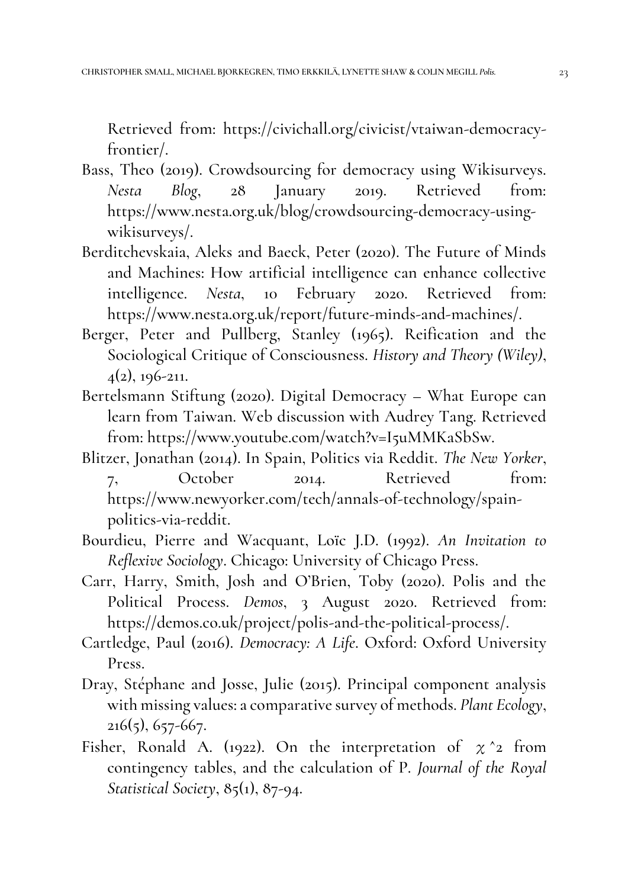Retrieved from: https://civichall.org/civicist/vtaiwan-democracy-frontier/.

Bass, Theo (2019). Crowdsourcing for democracy using Wikisurveys. *Nesta Blog*, 28 January 2019. Retrieved from: https://www.nesta.org.uk/blog/crowdsourcing-democracy-using-wikisurveys/.

Berditchevskaia, Aleks and Baeck, Peter (2020). The Future of Minds and Machines: How artificial intelligence can enhance collective intelligence. *Nesta*, 10 February 2020. Retrieved from: https://www.nesta.org.uk/report/future-minds-and-machines/.

Berger, Peter and Pullberg, Stanley (1965). Reification and the Sociological Critique of Consciousness. *History and Theory (Wiley)*, 4(2), 196-211.

Bertelsmann Stiftung (2020). Digital Democracy – What Europe can learn from Taiwan. Web discussion with Audrey Tang. Retrieved from: https://www.youtube.com/watch?v=I5uMMKaSbSw.

Blitzer, Jonathan (2014). In Spain, Politics via Reddit. *The New Yorker*, 7, October 2014. Retrieved from: https://www.newyorker.com/tech/annals-of-technology/spain-politics-via-reddit.

Bourdieu, Pierre and Wacquant, Loïc J.D. (1992). *An Invitation to Reflexive Sociology*. Chicago: University of Chicago Press.

Carr, Harry, Smith, Josh and O'Brien, Toby (2020). Polis and the Political Process. *Demos*, 3 August 2020. Retrieved from: https://demos.co.uk/project/polis-and-the-political-process/.

Cartledge, Paul (2016). *Democracy: A Life*. Oxford: Oxford University Press.

Dray, Stéphane and Josse, Julie (2015). Principal component analysis with missing values: a comparative survey of methods. *Plant Ecology*, 216(5), 657-667.

Fisher, Ronald A. (1922). On the interpretation of $\chi$^2 from contingency tables, and the calculation of P. *Journal of the Royal Statistical Society*, 85(1), 87-94.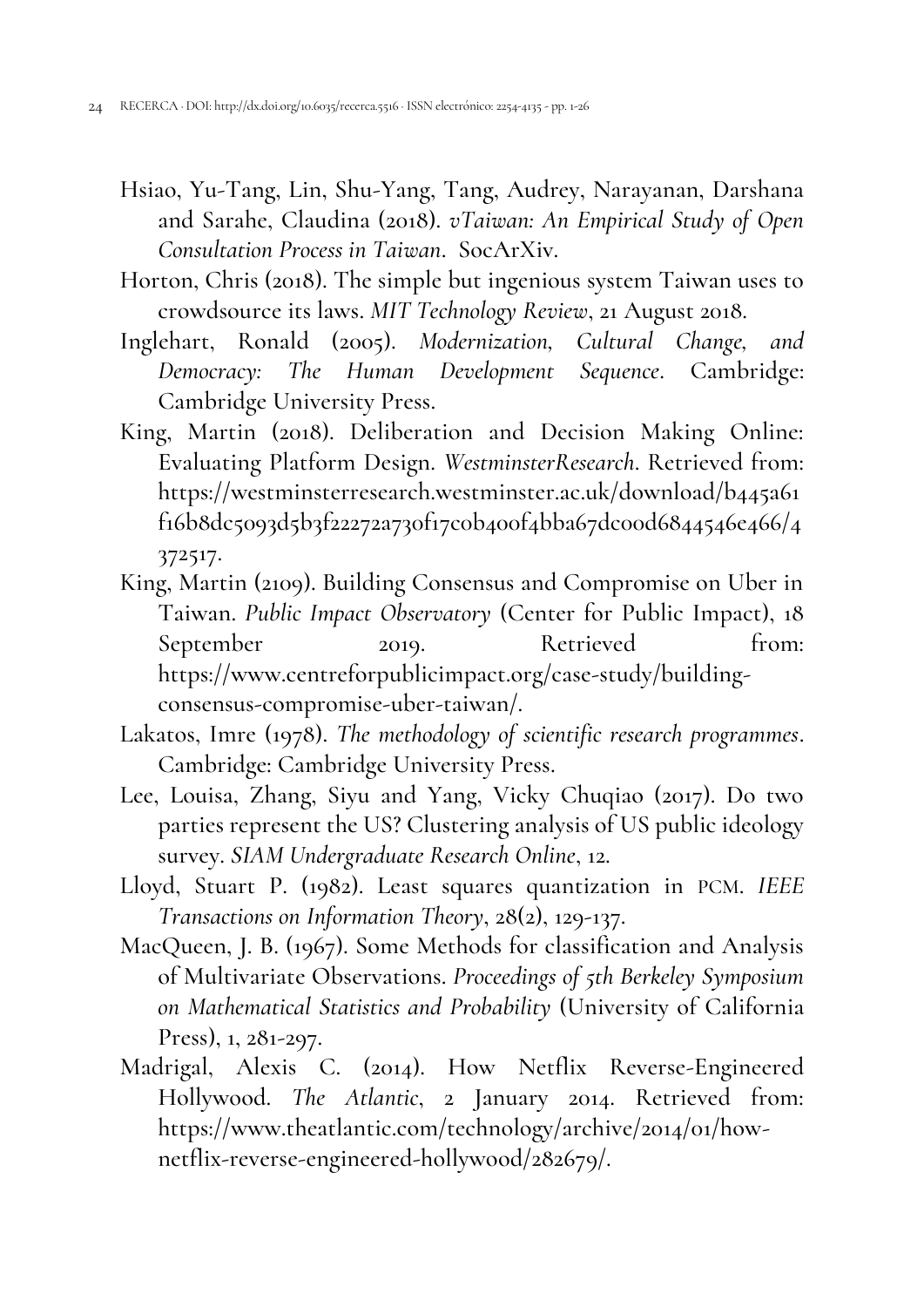Hsiao, Yu-Tang, Lin, Shu-Yang, Tang, Audrey, Narayanan, Darshana and Sarahe, Claudina (2018). *vTaiwan: An Empirical Study of Open Consultation Process in Taiwan*. SocArXiv.

Horton, Chris (2018). The simple but ingenious system Taiwan uses to crowdsource its laws. *MIT Technology Review*, 21 August 2018.

Inglehart, Ronald (2005). *Modernization, Cultural Change, and Democracy: The Human Development Sequence*. Cambridge: Cambridge University Press.

King, Martin (2018). Deliberation and Decision Making Online: Evaluating Platform Design. *WestminsterResearch*. Retrieved from: https://westminsterresearch.westminster.ac.uk/download/b445a61f16b8dc5093d5b3f22272a730f17c0b400f4bba67dc00d6844546e466/4372517.

King, Martin (2109). Building Consensus and Compromise on Uber in Taiwan. *Public Impact Observatory* (Center for Public Impact), 18 September 2019. Retrieved from: https://www.centreforpublicimpact.org/case-study/building-consensus-compromise-uber-taiwan/.

Lakatos, Imre (1978). *The methodology of scientific research programmes*. Cambridge: Cambridge University Press.

Lee, Louisa, Zhang, Siyu and Yang, Vicky Chuqiao (2017). Do two parties represent the US? Clustering analysis of US public ideology survey. *SIAM Undergraduate Research Online*, 12.

Lloyd, Stuart P. (1982). Least squares quantization in PCM. *IEEE Transactions on Information Theory*, 28(2), 129-137.

MacQueen, J. B. (1967). Some Methods for classification and Analysis of Multivariate Observations. *Proceedings of 5th Berkeley Symposium on Mathematical Statistics and Probability* (University of California Press), 1, 281-297.

Madrigal, Alexis C. (2014). How Netflix Reverse-Engineered Hollywood. *The Atlantic*, 2 January 2014. Retrieved from: https://www.theatlantic.com/technology/archive/2014/01/how-netflix-reverse-engineered-hollywood/282679/.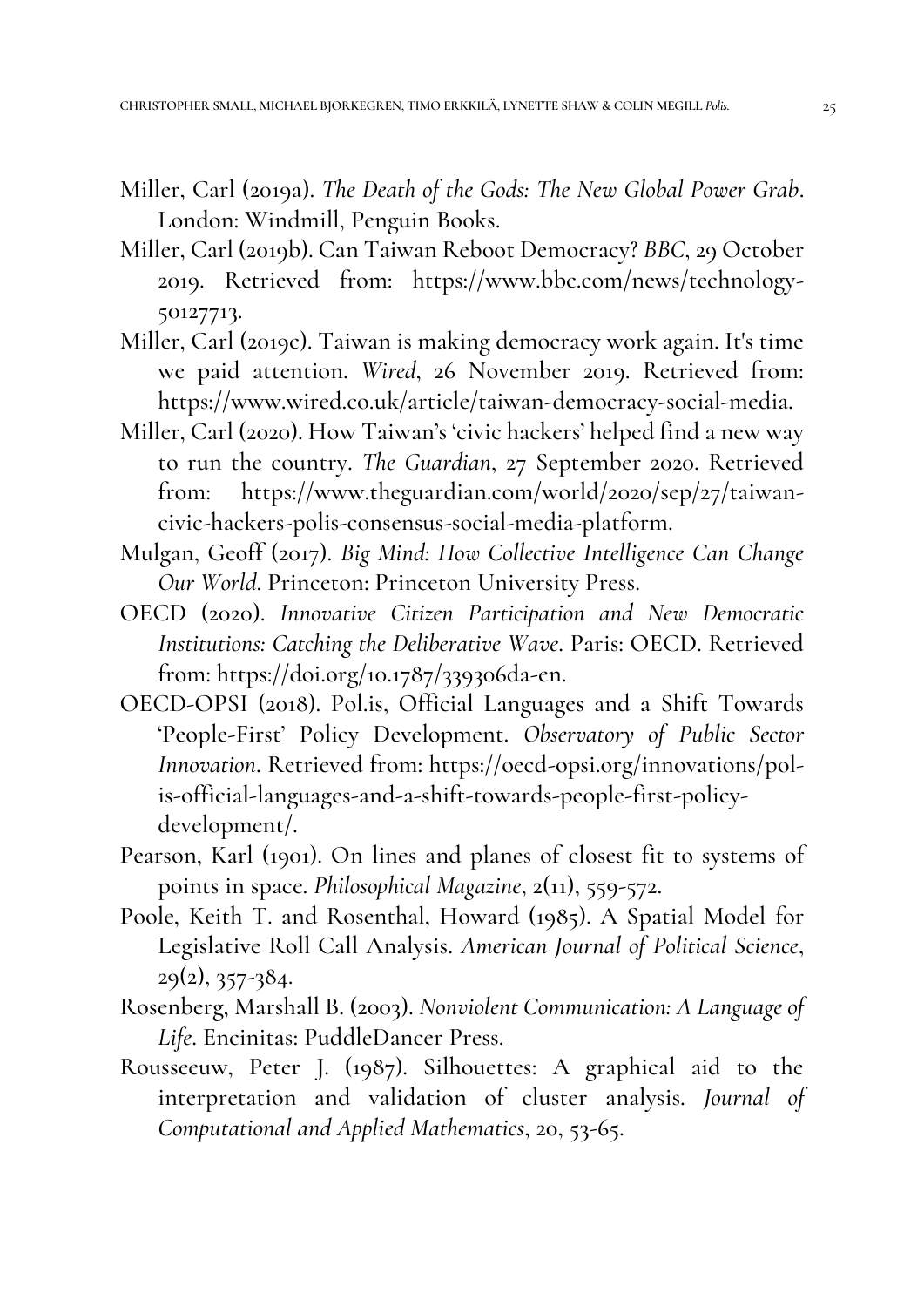Miller, Carl (2019a). *The Death of the Gods: The New Global Power Grab*. London: Windmill, Penguin Books.

Miller, Carl (2019b). Can Taiwan Reboot Democracy? *BBC*, 29 October 2019. Retrieved from: https://www.bbc.com/news/technology-50127713.

Miller, Carl (2019c). Taiwan is making democracy work again. It's time we paid attention. *Wired*, 26 November 2019. Retrieved from: https://www.wired.co.uk/article/taiwan-democracy-social-media.

Miller, Carl (2020). How Taiwan's 'civic hackers' helped find a new way to run the country. *The Guardian*, 27 September 2020. Retrieved from: https://www.theguardian.com/world/2020/sep/27/taiwan-civic-hackers-polis-consensus-social-media-platform.

Mulgan, Geoff (2017). *Big Mind: How Collective Intelligence Can Change Our World*. Princeton: Princeton University Press.

OECD (2020). *Innovative Citizen Participation and New Democratic Institutions: Catching the Deliberative Wave*. Paris: OECD. Retrieved from: https://doi.org/10.1787/339306da-en.

OECD-OPSI (2018). Pol.is, Official Languages and a Shift Towards 'People-First' Policy Development. *Observatory of Public Sector Innovation*. Retrieved from: https://oecd-opsi.org/innovations/pol-is-official-languages-and-a-shift-towards-people-first-policy-development/.

Pearson, Karl (1901). On lines and planes of closest fit to systems of points in space. *Philosophical Magazine*, 2(11), 559-572.

Poole, Keith T. and Rosenthal, Howard (1985). A Spatial Model for Legislative Roll Call Analysis. *American Journal of Political Science*, 29(2), 357-384.

Rosenberg, Marshall B. (2003). *Nonviolent Communication: A Language of Life*. Encinitas: PuddleDancer Press.

Rousseeuw, Peter J. (1987). Silhouettes: A graphical aid to the interpretation and validation of cluster analysis. *Journal of Computational and Applied Mathematics*, 20, 53-65.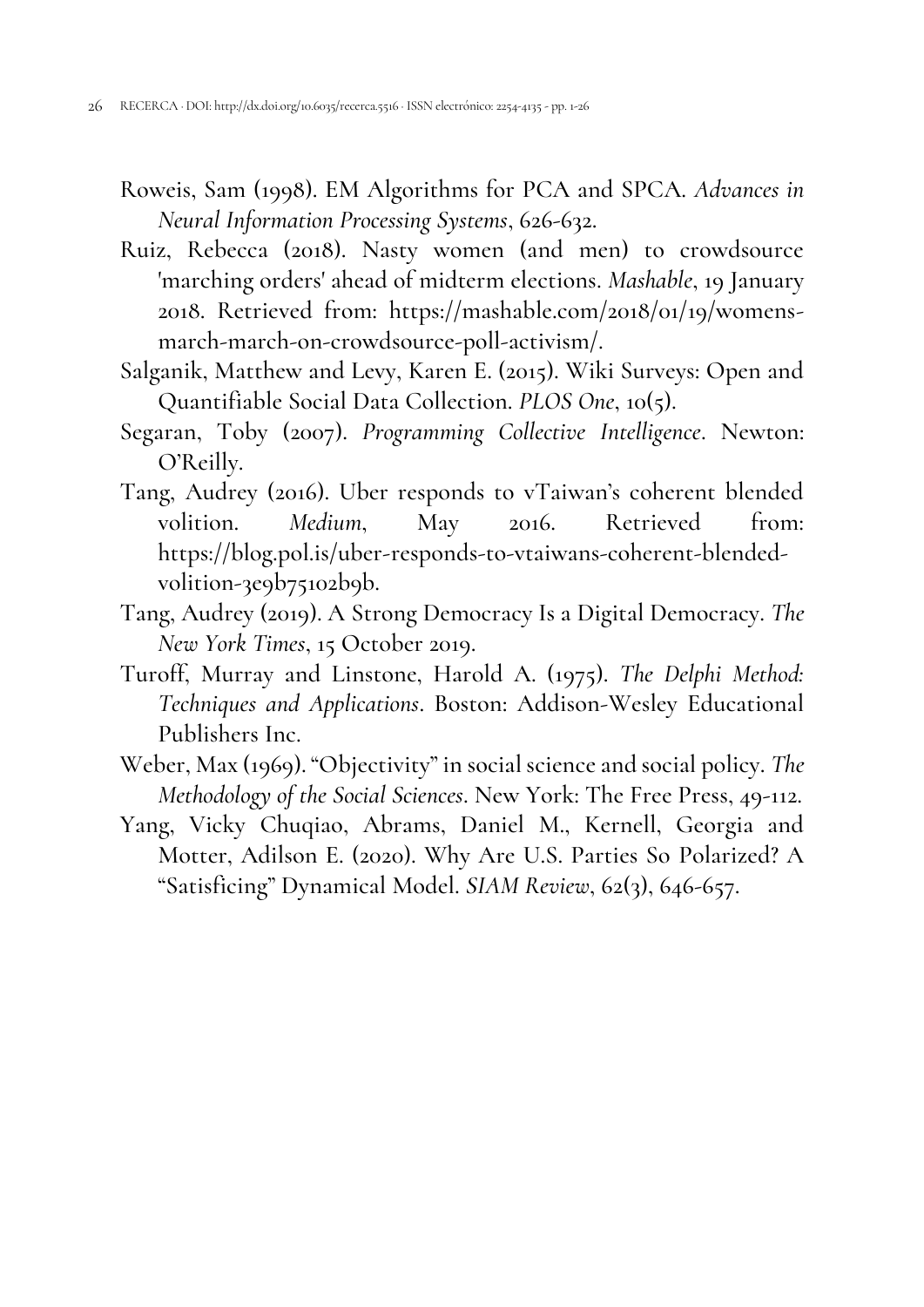Roweis, Sam (1998). EM Algorithms for PCA and SPCA. *Advances in Neural Information Processing Systems*, 626-632.

Ruiz, Rebecca (2018). Nasty women (and men) to crowdsource 'marching orders' ahead of midterm elections. *Mashable*, 19 January 2018. Retrieved from: https://mashable.com/2018/01/19/womens-march-march-on-crowdsource-poll-activism/.

Salganik, Matthew and Levy, Karen E. (2015). Wiki Surveys: Open and Quantifiable Social Data Collection. *PLOS One*, 10(5).

Segaran, Toby (2007). *Programming Collective Intelligence*. Newton: O'Reilly.

Tang, Audrey (2016). Uber responds to vTaiwan's coherent blended volition. *Medium*, May 2016. Retrieved from: https://blog.pol.is/uber-responds-to-vtaiwans-coherent-blended-volition-3e9b75102b9b.

Tang, Audrey (2019). A Strong Democracy Is a Digital Democracy. *The New York Times*, 15 October 2019.

Turoff, Murray and Linstone, Harold A. (1975). *The Delphi Method: Techniques and Applications*. Boston: Addison-Wesley Educational Publishers Inc.

Weber, Max (1969). "Objectivity" in social science and social policy. *The Methodology of the Social Sciences*. New York: The Free Press, 49-112.

Yang, Vicky Chuqiao, Abrams, Daniel M., Kernell, Georgia and Motter, Adilson E. (2020). Why Are U.S. Parties So Polarized? A "Satisficing" Dynamical Model. *SIAM Review*, 62(3), 646-657.